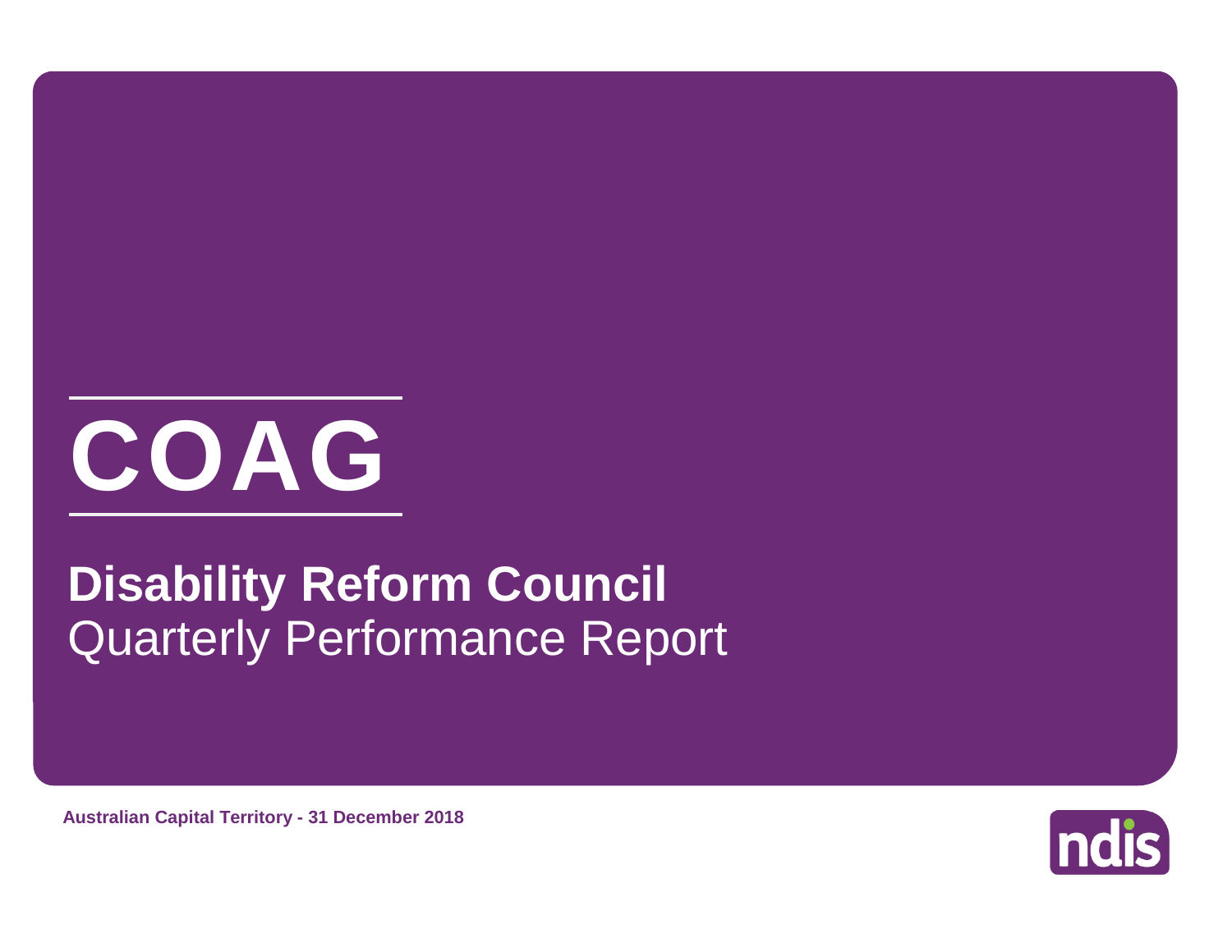# COAG

## Disability Reform Council

Quarterly Performance Report

**Australian Capital Territory - 31 December 2018**

ndis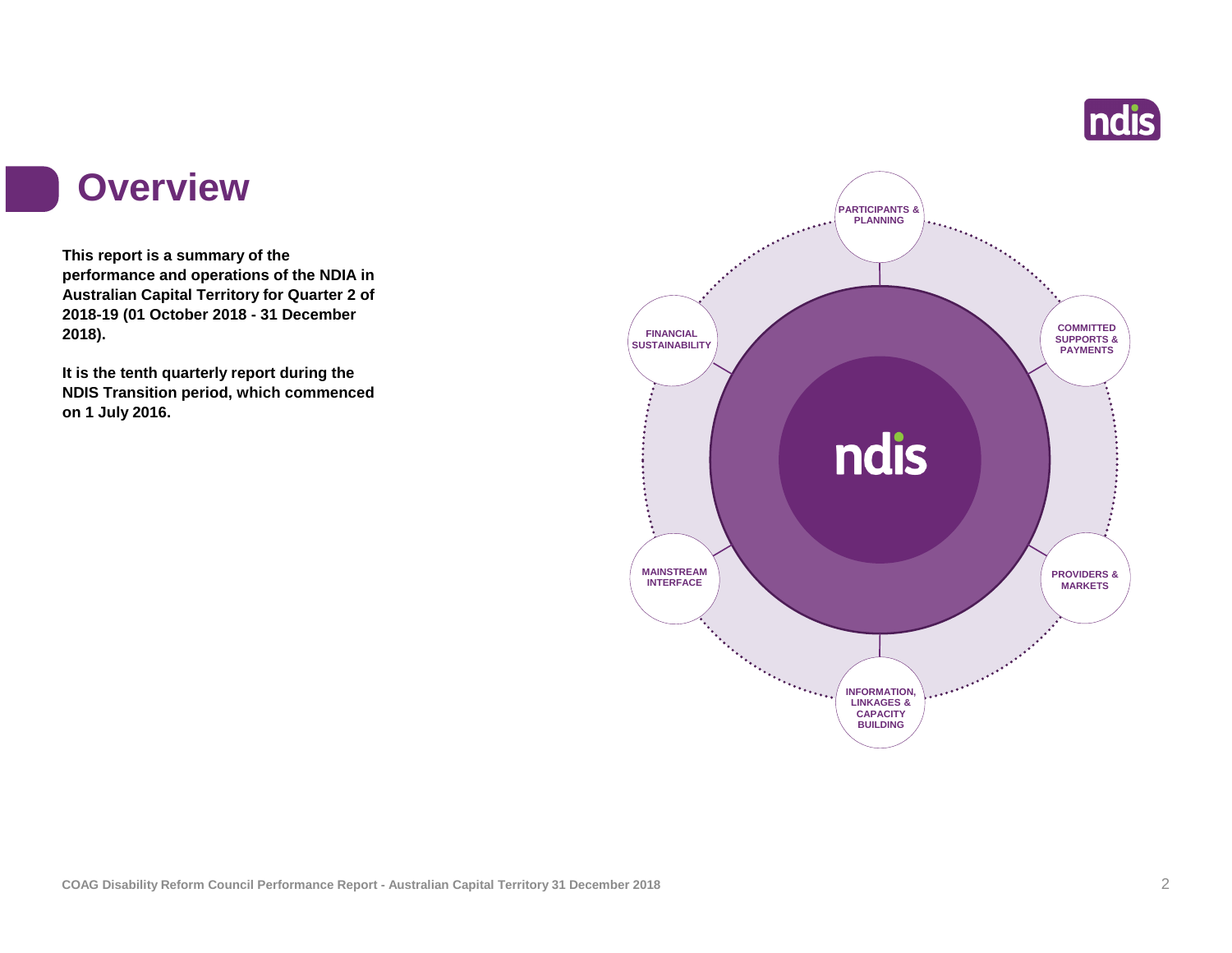# Overview

**This report is a summary of the performance and operations of the NDIA in Australian Capital Territory for Quarter 2 of 2018-19 (01 October 2018 - 31 December 2018).**

**It is the tenth quarterly report during the NDIS Transition period, which commenced on 1 July 2016.**

PARTICIPANTS & PLANNING

COMMITTED SUPPORTS & PAYMENTS

PROVIDERS & MARKETS

INFORMATION, LINKAGES & CAPACITY BUILDING

MAINSTREAM INTERFACE

FINANCIAL SUSTAINABILITY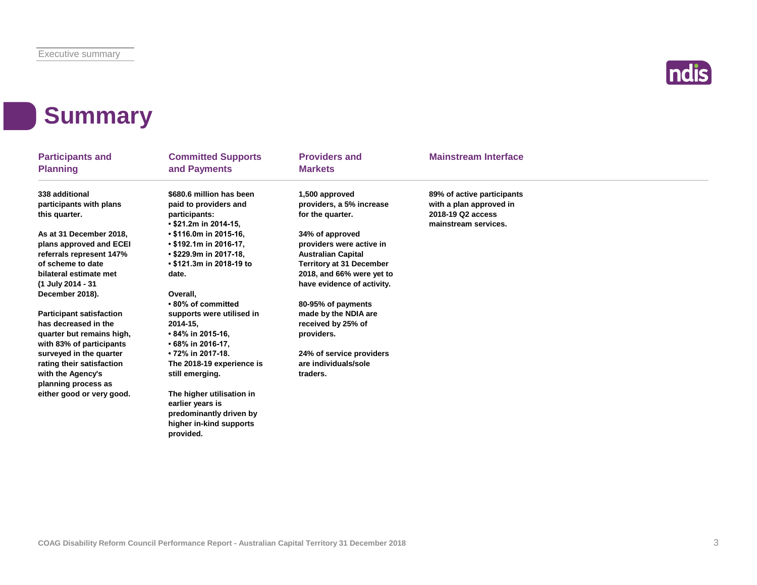# Summary

## Participants and Planning

**338 additional participants with plans this quarter.**

**As at 31 December 2018, plans approved and ECEI referrals represent 147% of scheme to date bilateral estimate met (1 July 2014 - 31 December 2018).**

**Participant satisfaction has decreased in the quarter but remains high, with 83% of participants surveyed in the quarter rating their satisfaction with the Agency's planning process as either good or very good.**

## Committed Supports and Payments

**$680.6 million has been paid to providers and participants:**

- **$21.2m in 2014-15,**
- **$116.0m in 2015-16,**
- **$192.1m in 2016-17,**
- **$229.9m in 2017-18,**
- **$121.3m in 2018-19 to date.**

**Overall,**

- **80% of committed supports were utilised in 2014-15,**
- **84% in 2015-16,**
- **68% in 2016-17,**
- **72% in 2017-18.**

**The 2018-19 experience is still emerging.**

**The higher utilisation in earlier years is predominantly driven by higher in-kind supports provided.**

## Providers and Markets

**1,500 approved providers, a 5% increase for the quarter.**

**34% of approved providers were active in Australian Capital Territory at 31 December 2018, and 66% were yet to have evidence of activity.**

**80-95% of payments made by the NDIA are received by 25% of providers.**

**24% of service providers are individuals/sole traders.**

## Mainstream Interface

**89% of active participants with a plan approved in 2018-19 Q2 access mainstream services.**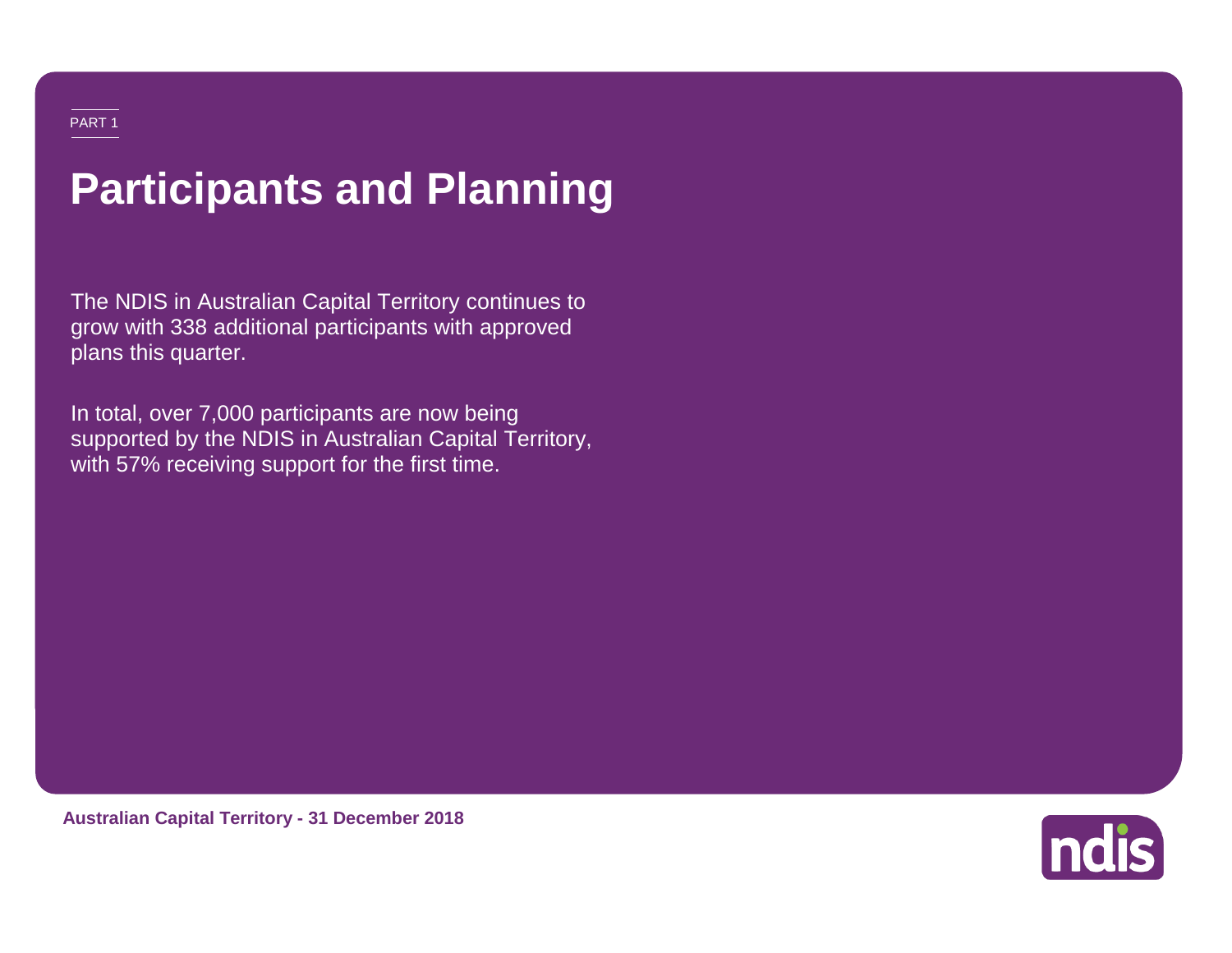PART 1

# Participants and Planning

The NDIS in Australian Capital Territory continues to grow with 338 additional participants with approved plans this quarter.

In total, over 7,000 participants are now being supported by the NDIS in Australian Capital Territory, with 57% receiving support for the first time.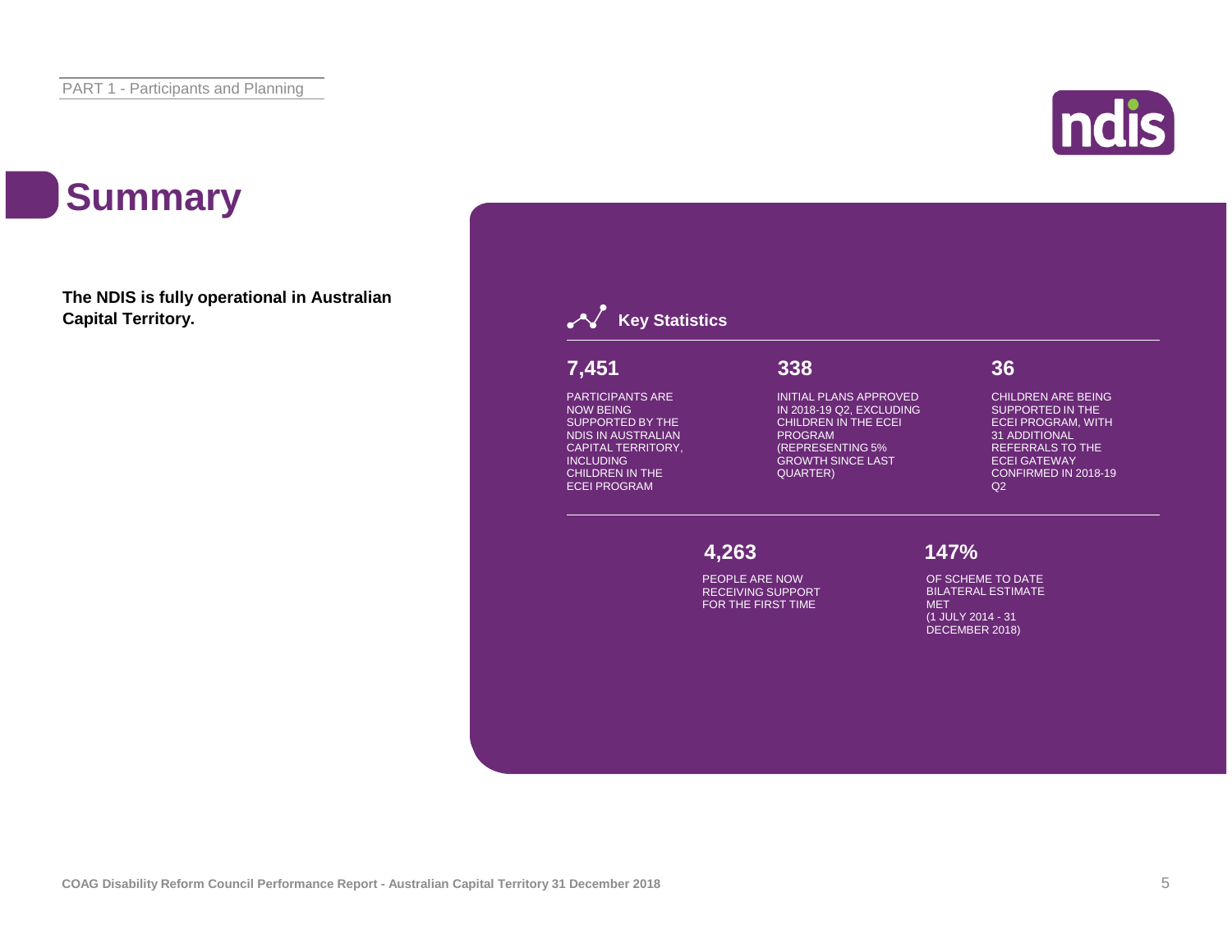# Summary

**The NDIS is fully operational in Australian Capital Territory.**

## Key Statistics

**7,451**

PARTICIPANTS ARE NOW BEING SUPPORTED BY THE NDIS IN AUSTRALIAN CAPITAL TERRITORY, INCLUDING CHILDREN IN THE ECEI PROGRAM

**338**

INITIAL PLANS APPROVED IN 2018-19 Q2, EXCLUDING CHILDREN IN THE ECEI PROGRAM (REPRESENTING 5% GROWTH SINCE LAST QUARTER)

**36**

CHILDREN ARE BEING SUPPORTED IN THE ECEI PROGRAM, WITH 31 ADDITIONAL REFERRALS TO THE ECEI GATEWAY CONFIRMED IN 2018-19 Q2

**4,263**

PEOPLE ARE NOW RECEIVING SUPPORT FOR THE FIRST TIME

**147%**

OF SCHEME TO DATE BILATERAL ESTIMATE MET (1 JULY 2014 - 31 DECEMBER 2018)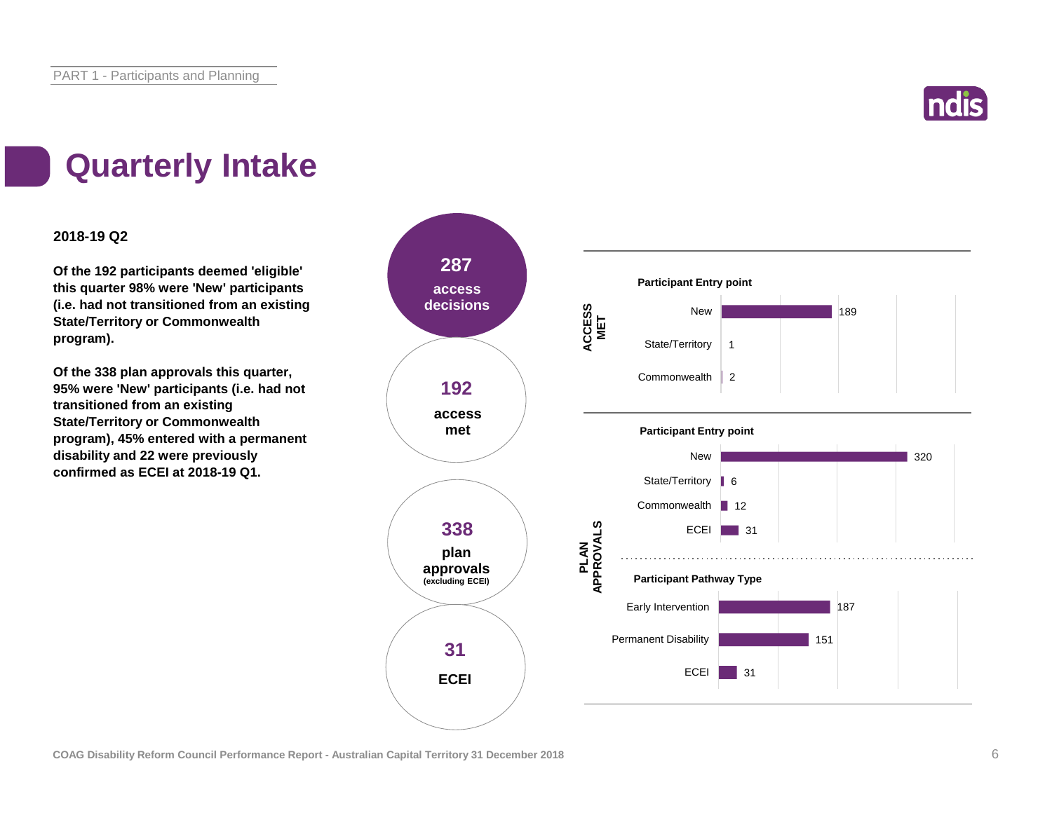# Quarterly Intake

**2018-19 Q2**

**Of the 192 participants deemed 'eligible' this quarter 98% were 'New' participants (i.e. had not transitioned from an existing State/Territory or Commonwealth program).**

**Of the 338 plan approvals this quarter, 95% were 'New' participants (i.e. had not transitioned from an existing State/Territory or Commonwealth program), 45% entered with a permanent disability and 22 were previously confirmed as ECEI at 2018-19 Q1.**

**287** access decisions

**192** access met

**338** plan approvals (excluding ECEI)

**31** ECEI

### ACCESS MET

**Participant Entry point**

| Entry point | Number |
| --- | --- |
| New | 189 |
| State/Territory | 1 |
| Commonwealth | 2 |

### PLAN APPROVALS

**Participant Entry point**

| Entry point | Number |
| --- | --- |
| New | 320 |
| State/Territory | 6 |
| Commonwealth | 12 |
| ECEI | 31 |

**Participant Pathway Type**

| Pathway Type | Number |
| --- | --- |
| Early Intervention | 187 |
| Permanent Disability | 151 |
| ECEI | 31 |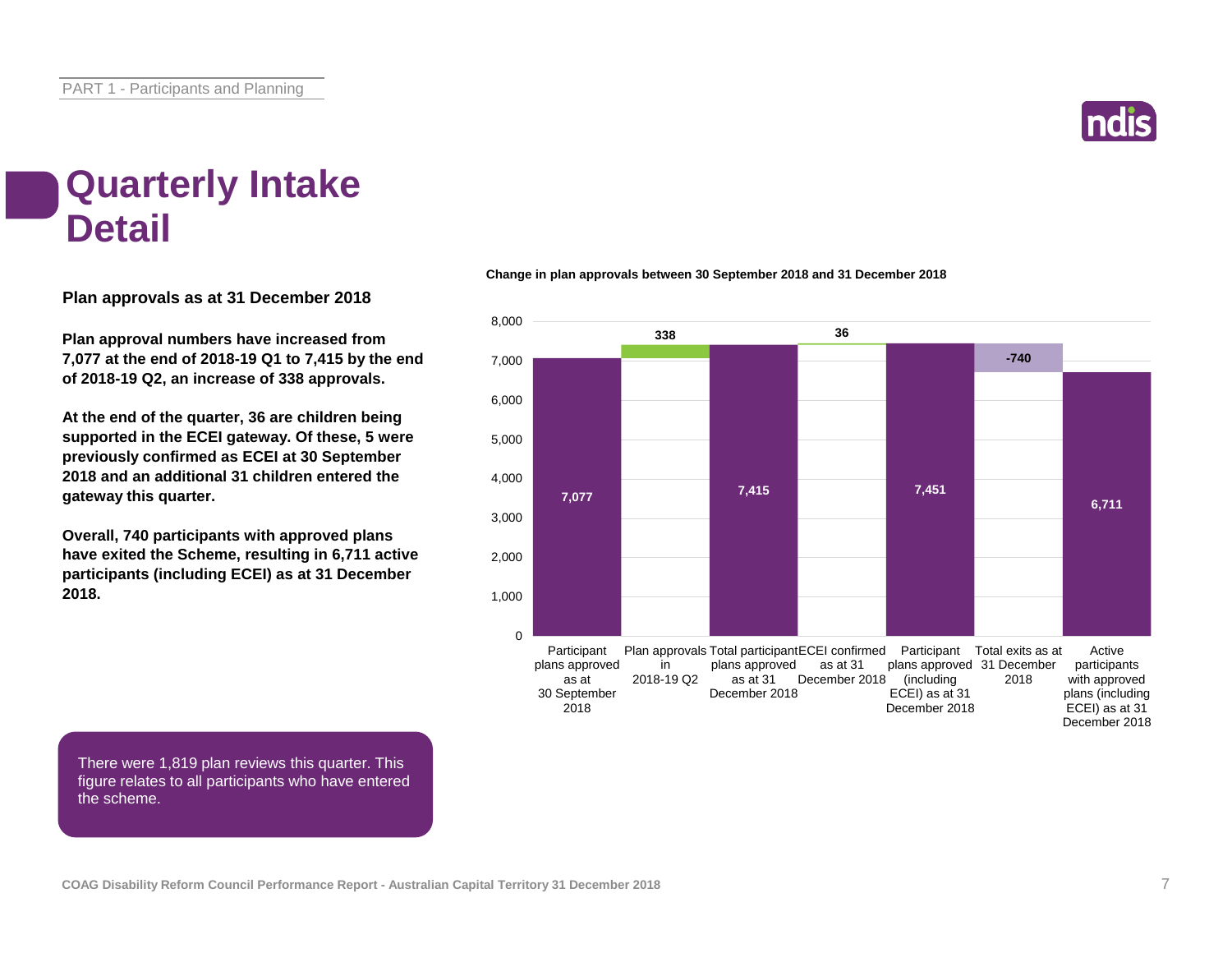# Quarterly Intake Detail

**Plan approvals as at 31 December 2018**

**Plan approval numbers have increased from 7,077 at the end of 2018-19 Q1 to 7,415 by the end of 2018-19 Q2, an increase of 338 approvals.**

**At the end of the quarter, 36 are children being supported in the ECEI gateway. Of these, 5 were previously confirmed as ECEI at 30 September 2018 and an additional 31 children entered the gateway this quarter.**

**Overall, 740 participants with approved plans have exited the Scheme, resulting in 6,711 active participants (including ECEI) as at 31 December 2018.**

There were 1,819 plan reviews this quarter. This figure relates to all participants who have entered the scheme.

**Change in plan approvals between 30 September 2018 and 31 December 2018**

| Category | Value |
| --- | --- |
| Participant plans approved as at 30 September 2018 | 7,077 |
| Plan approvals in 2018-19 Q2 | 338 |
| Total participant plans approved as at 31 December 2018 | 7,415 |
| ECEI confirmed as at 31 December 2018 | 36 |
| Participant plans approved (including ECEI) as at 31 December 2018 | 7,451 |
| Total exits as at 31 December 2018 | -740 |
| Active participants with approved plans (including ECEI) as at 31 December 2018 | 6,711 |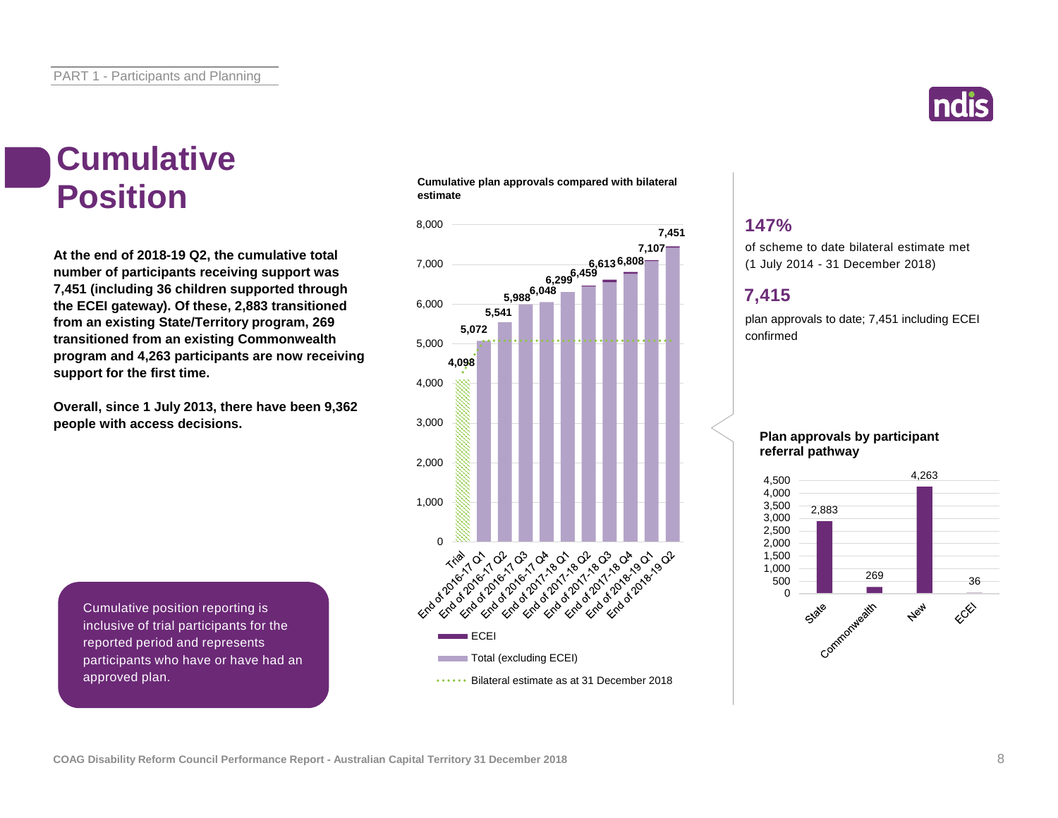# Cumulative Position

**At the end of 2018-19 Q2, the cumulative total number of participants receiving support was 7,451 (including 36 children supported through the ECEI gateway). Of these, 2,883 transitioned from an existing State/Territory program, 269 transitioned from an existing Commonwealth program and 4,263 participants are now receiving support for the first time.**

**Overall, since 1 July 2013, there have been 9,362 people with access decisions.**

Cumulative position reporting is inclusive of trial participants for the reported period and represents participants who have or have had an approved plan.

**Cumulative plan approvals compared with bilateral estimate**

| Period | Cumulative plan approvals |
|---|---|
| Trial | 4,098 |
| End of 2016-17 Q1 | 5,072 |
| End of 2016-17 Q2 | 5,541 |
| End of 2016-17 Q3 | 5,988 |
| End of 2016-17 Q4 | 6,048 |
| End of 2017-18 Q1 | 6,299 |
| End of 2017-18 Q2 | 6,459 |
| End of 2017-18 Q3 | 6,613 |
| End of 2017-18 Q4 | 6,808 |
| End of 2018-19 Q1 | 7,107 |
| End of 2018-19 Q2 | 7,451 |

Legend: ECEI; Total (excluding ECEI); Bilateral estimate as at 31 December 2018

## 147%

of scheme to date bilateral estimate met (1 July 2014 - 31 December 2018)

## 7,415

plan approvals to date; 7,451 including ECEI confirmed

**Plan approvals by participant referral pathway**

| Pathway | Plan approvals |
|---|---|
| State | 2,883 |
| Commonwealth | 269 |
| New | 4,263 |
| ECEI | 36 |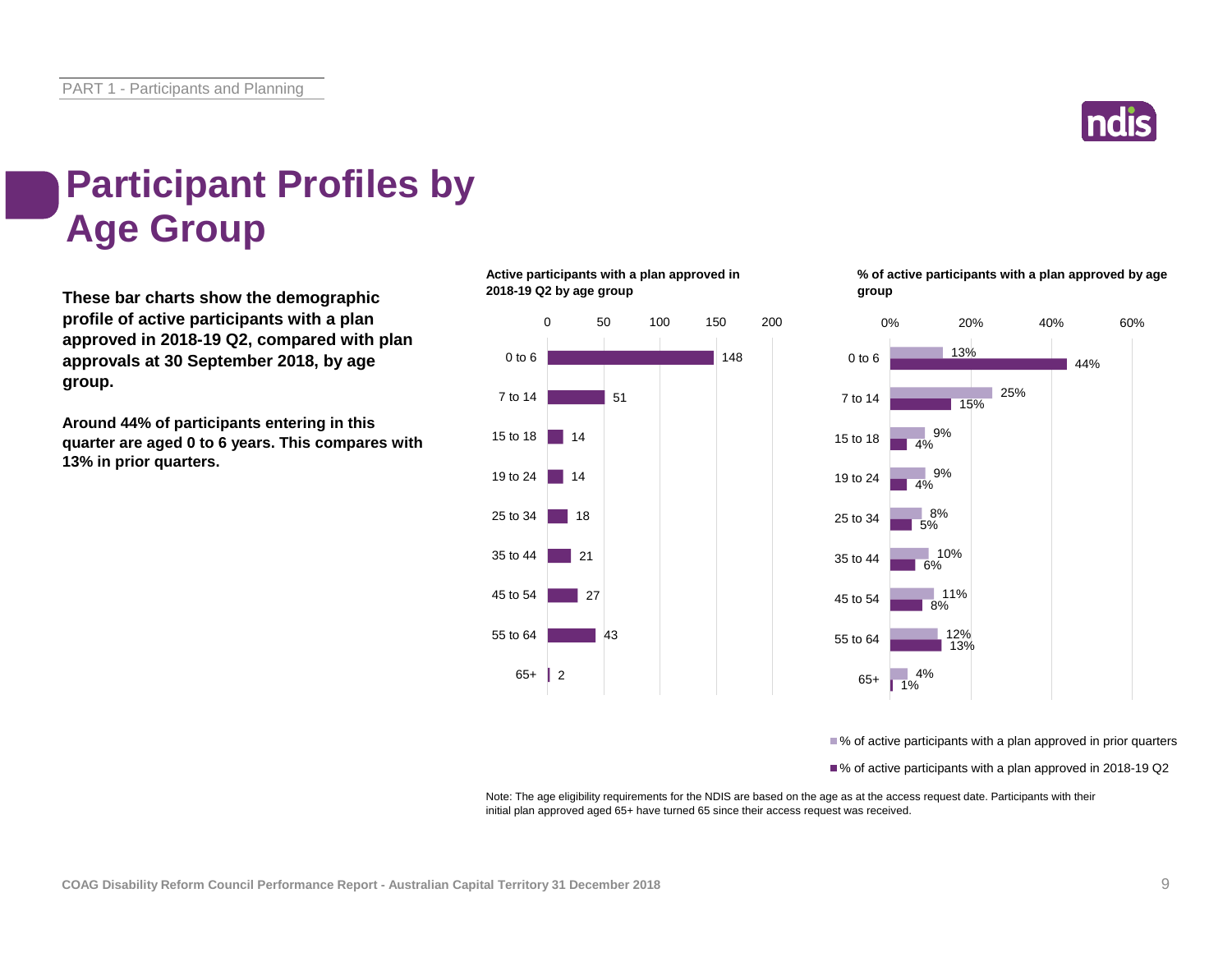# Participant Profiles by Age Group

**These bar charts show the demographic profile of active participants with a plan approved in 2018-19 Q2, compared with plan approvals at 30 September 2018, by age group.**

**Around 44% of participants entering in this quarter are aged 0 to 6 years. This compares with 13% in prior quarters.**

**Active participants with a plan approved in 2018-19 Q2 by age group**

| Age group | Active participants |
|---|---|
| 0 to 6 | 148 |
| 7 to 14 | 51 |
| 15 to 18 | 14 |
| 19 to 24 | 14 |
| 25 to 34 | 18 |
| 35 to 44 | 21 |
| 45 to 54 | 27 |
| 55 to 64 | 43 |
| 65+ | 2 |

**% of active participants with a plan approved by age group**

| Age group | % of active participants with a plan approved in prior quarters | % of active participants with a plan approved in 2018-19 Q2 |
|---|---|---|
| 0 to 6 | 13% | 44% |
| 7 to 14 | 25% | 15% |
| 15 to 18 | 9% | 4% |
| 19 to 24 | 9% | 4% |
| 25 to 34 | 8% | 5% |
| 35 to 44 | 10% | 6% |
| 45 to 54 | 11% | 8% |
| 55 to 64 | 12% | 13% |
| 65+ | 4% | 1% |

Note: The age eligibility requirements for the NDIS are based on the age as at the access request date. Participants with their initial plan approved aged 65+ have turned 65 since their access request was received.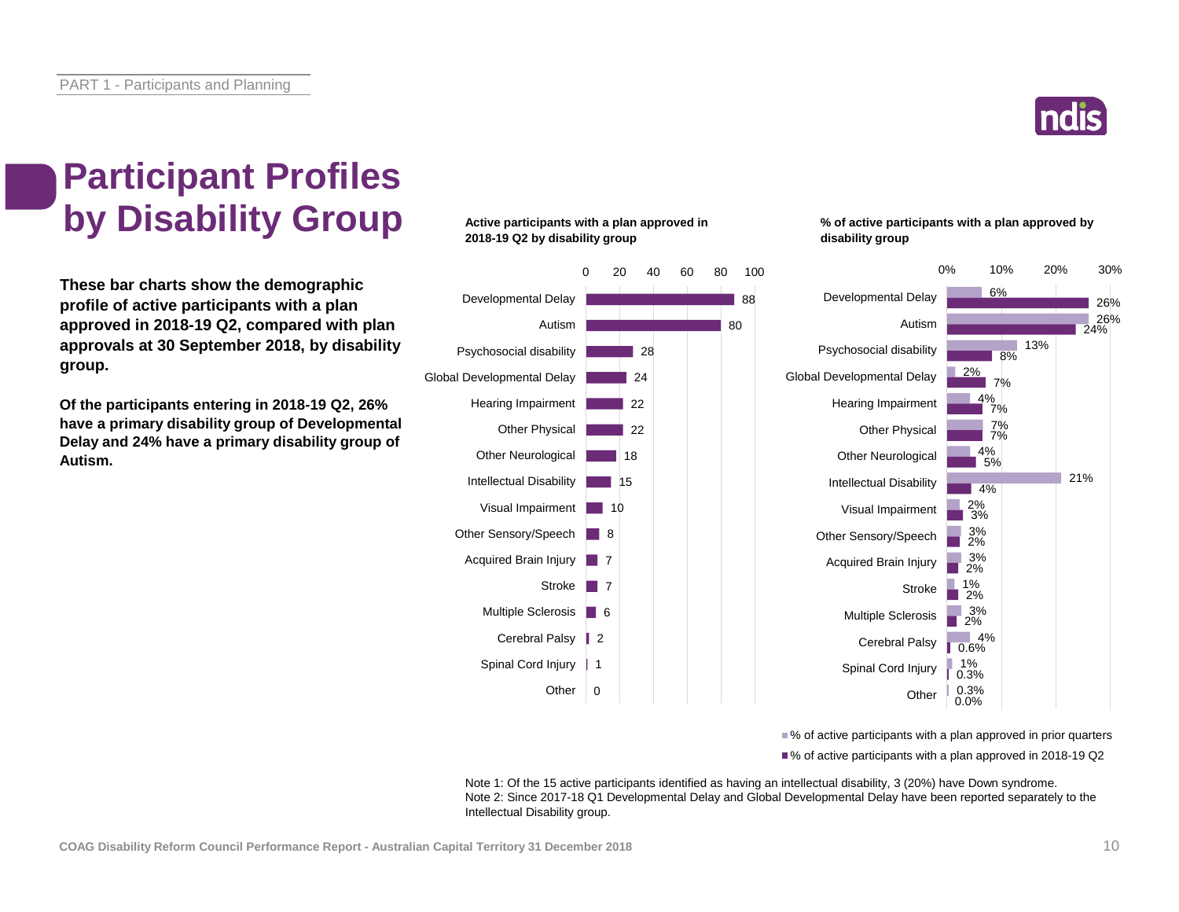# Participant Profiles by Disability Group

**These bar charts show the demographic profile of active participants with a plan approved in 2018-19 Q2, compared with plan approvals at 30 September 2018, by disability group.**

**Of the participants entering in 2018-19 Q2, 26% have a primary disability group of Developmental Delay and 24% have a primary disability group of Autism.**

**Active participants with a plan approved in 2018-19 Q2 by disability group**

| Disability group | Active participants |
| --- | --- |
| Developmental Delay | 88 |
| Autism | 80 |
| Psychosocial disability | 28 |
| Global Developmental Delay | 24 |
| Hearing Impairment | 22 |
| Other Physical | 22 |
| Other Neurological | 18 |
| Intellectual Disability | 15 |
| Visual Impairment | 10 |
| Other Sensory/Speech | 8 |
| Acquired Brain Injury | 7 |
| Stroke | 7 |
| Multiple Sclerosis | 6 |
| Cerebral Palsy | 2 |
| Spinal Cord Injury | 1 |
| Other | 0 |

**% of active participants with a plan approved by disability group**

| Disability group | % of active participants with a plan approved in prior quarters | % of active participants with a plan approved in 2018-19 Q2 |
| --- | --- | --- |
| Developmental Delay | 6% | 26% |
| Autism | 26% | 24% |
| Psychosocial disability | 13% | 8% |
| Global Developmental Delay | 2% | 7% |
| Hearing Impairment | 4% | 7% |
| Other Physical | 7% | 7% |
| Other Neurological | 4% | 5% |
| Intellectual Disability | 21% | 4% |
| Visual Impairment | 2% | 3% |
| Other Sensory/Speech | 3% | 2% |
| Acquired Brain Injury | 3% | 2% |
| Stroke | 1% | 2% |
| Multiple Sclerosis | 3% | 2% |
| Cerebral Palsy | 4% | 0.6% |
| Spinal Cord Injury | 1% | 0.3% |
| Other | 0.3% | 0.0% |

Note 1: Of the 15 active participants identified as having an intellectual disability, 3 (20%) have Down syndrome.
Note 2: Since 2017-18 Q1 Developmental Delay and Global Developmental Delay have been reported separately to the Intellectual Disability group.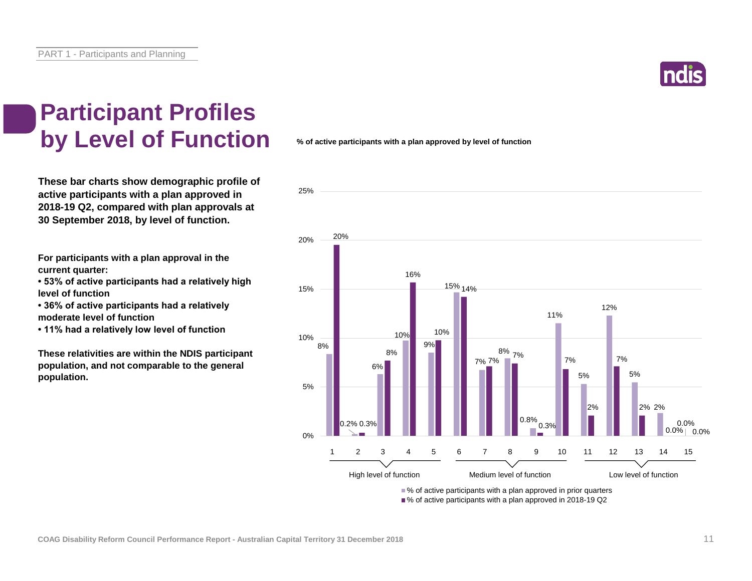# Participant Profiles by Level of Function

**These bar charts show demographic profile of active participants with a plan approved in 2018-19 Q2, compared with plan approvals at 30 September 2018, by level of function.**

**For participants with a plan approval in the current quarter:**

- **53% of active participants had a relatively high level of function**
- **36% of active participants had a relatively moderate level of function**
- **11% had a relatively low level of function**

**These relativities are within the NDIS participant population, and not comparable to the general population.**

**% of active participants with a plan approved by level of function**

| Level of function | Group | % of active participants with a plan approved in prior quarters | % of active participants with a plan approved in 2018-19 Q2 |
|---|---|---|---|
| 1 | High level of function | 8% | 20% |
| 2 | High level of function | 0.2% | 0.3% |
| 3 | High level of function | 6% | 8% |
| 4 | High level of function | 10% | 16% |
| 5 | High level of function | 9% | 10% |
| 6 | Medium level of function | 15% | 14% |
| 7 | Medium level of function | 7% | 7% |
| 8 | Medium level of function | 8% | 7% |
| 9 | Medium level of function | 0.8% | 0.3% |
| 10 | Medium level of function | 11% | 7% |
| 11 | Low level of function | 5% | 2% |
| 12 | Low level of function | 12% | 7% |
| 13 | Low level of function | 5% | 2% |
| 14 | Low level of function | 2% | 0.0% |
| 15 | Low level of function | 0.0% | 0.0% |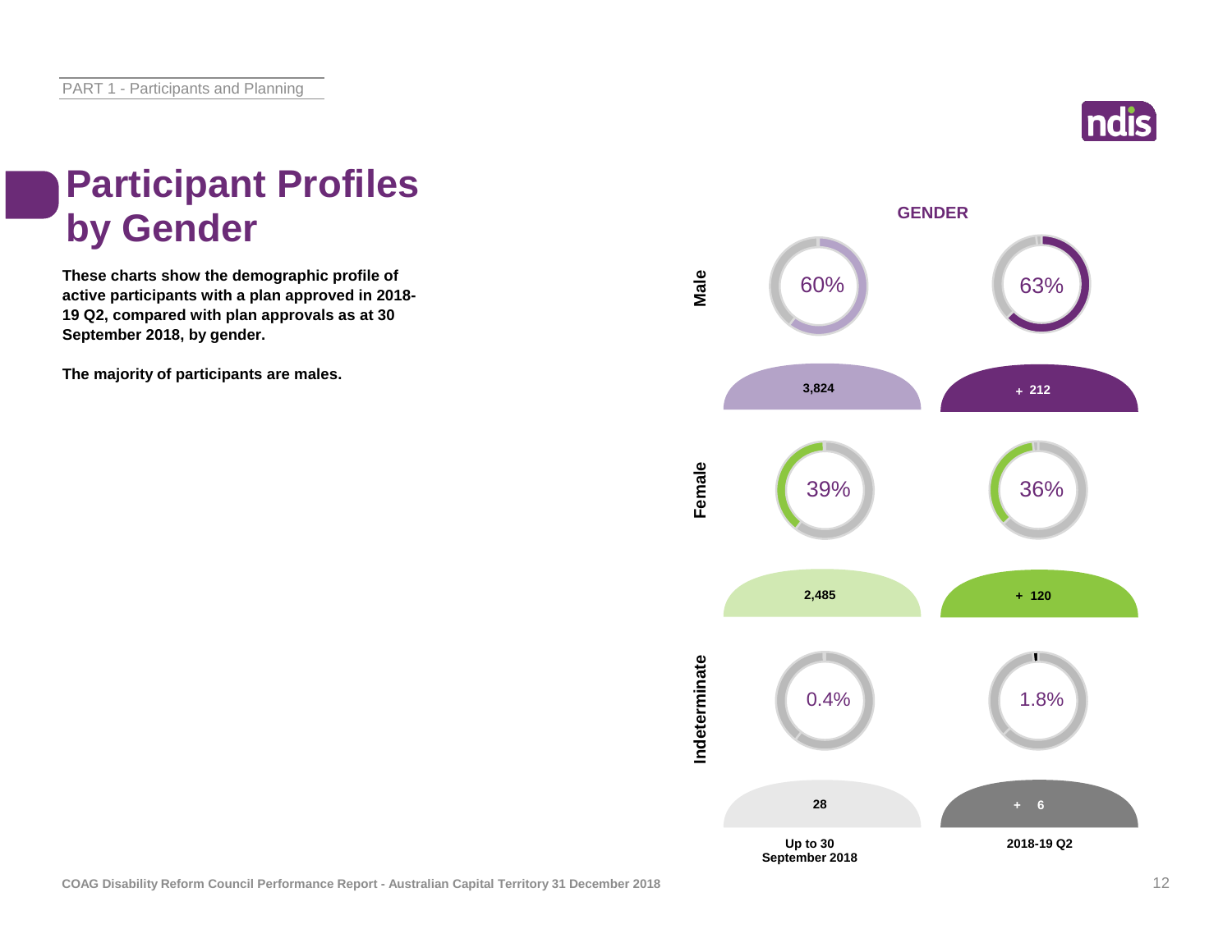# Participant Profiles by Gender

**These charts show the demographic profile of active participants with a plan approved in 2018-19 Q2, compared with plan approvals as at 30 September 2018, by gender.**

**The majority of participants are males.**

## GENDER

| | Up to 30 September 2018 | | 2018-19 Q2 | |
|---|---|---|---|---|
| | % | Number | % | Number |
| Male | 60% | 3,824 | 63% | + 212 |
| Female | 39% | 2,485 | 36% | + 120 |
| Indeterminate | 0.4% | 28 | 1.8% | + 6 |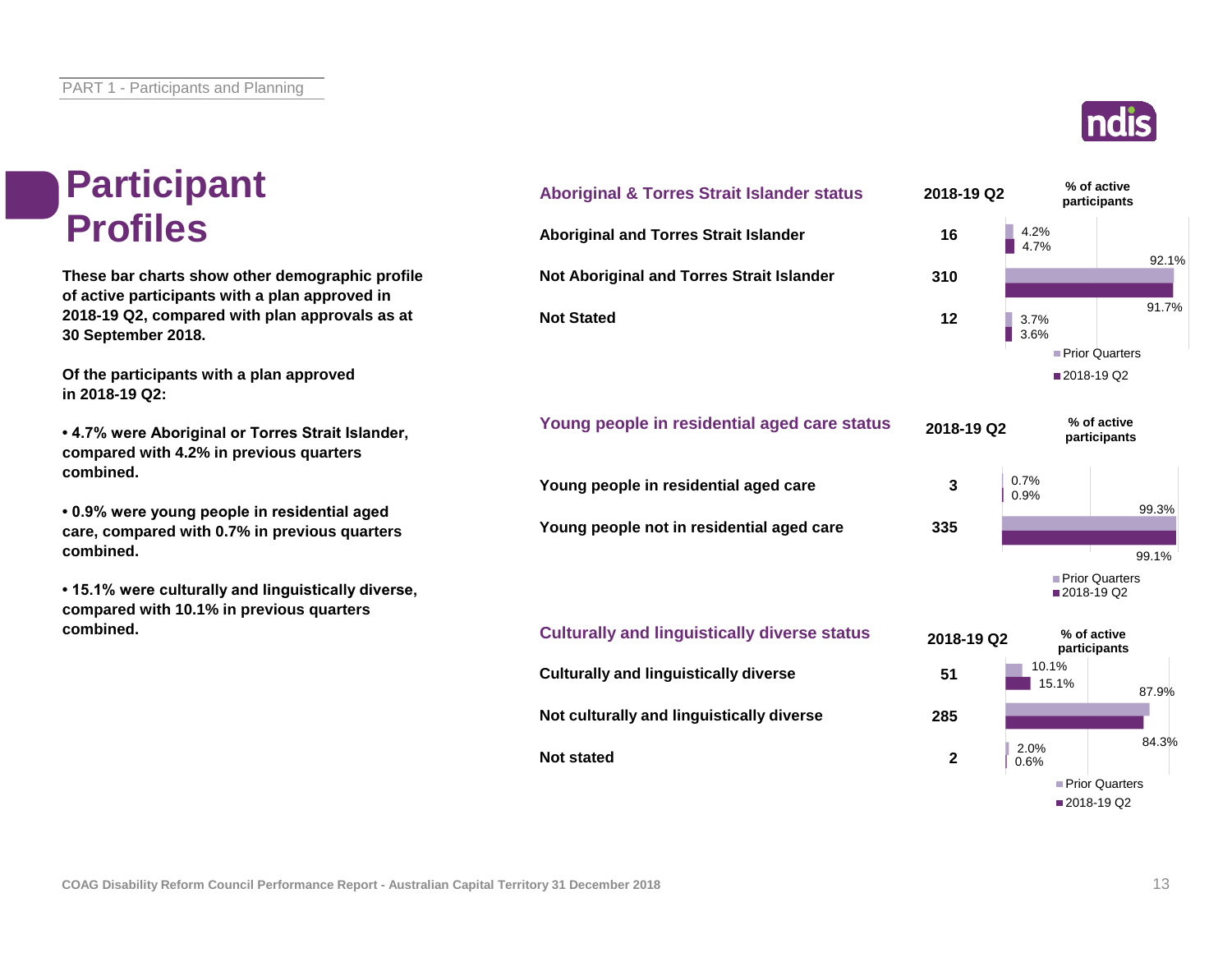# Participant Profiles

**These bar charts show other demographic profile of active participants with a plan approved in 2018-19 Q2, compared with plan approvals as at 30 September 2018.**

**Of the participants with a plan approved in 2018-19 Q2:**

- **4.7% were Aboriginal or Torres Strait Islander, compared with 4.2% in previous quarters combined.**
- **0.9% were young people in residential aged care, compared with 0.7% in previous quarters combined.**
- **15.1% were culturally and linguistically diverse, compared with 10.1% in previous quarters combined.**

## Aboriginal & Torres Strait Islander status

| | 2018-19 Q2 | % of active participants – Prior Quarters | % of active participants – 2018-19 Q2 |
|---|---|---|---|
| Aboriginal and Torres Strait Islander | 16 | 4.2% | 4.7% |
| Not Aboriginal and Torres Strait Islander | 310 | 92.1% | 91.7% |
| Not Stated | 12 | 3.7% | 3.6% |

## Young people in residential aged care status

| | 2018-19 Q2 | % of active participants – Prior Quarters | % of active participants – 2018-19 Q2 |
|---|---|---|---|
| Young people in residential aged care | 3 | 0.7% | 0.9% |
| Young people not in residential aged care | 335 | 99.3% | 99.1% |

## Culturally and linguistically diverse status

| | 2018-19 Q2 | % of active participants – Prior Quarters | % of active participants – 2018-19 Q2 |
|---|---|---|---|
| Culturally and linguistically diverse | 51 | 10.1% | 15.1% |
| Not culturally and linguistically diverse | 285 | 87.9% | 84.3% |
| Not stated | 2 | 2.0% | 0.6% |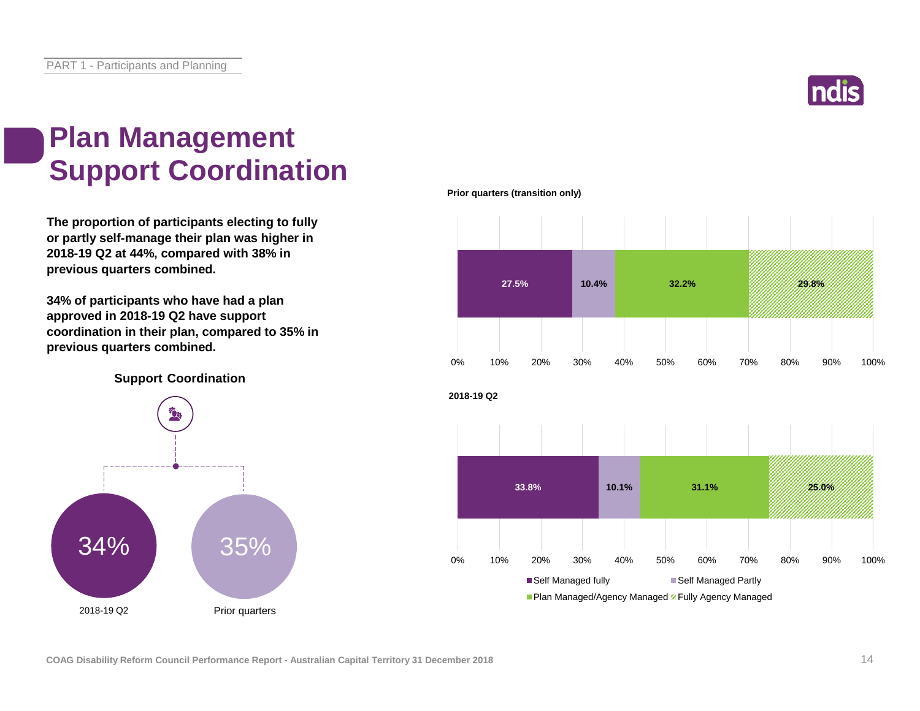# Plan Management Support Coordination

**The proportion of participants electing to fully or partly self-manage their plan was higher in 2018-19 Q2 at 44%, compared with 38% in previous quarters combined.**

**34% of participants who have had a plan approved in 2018-19 Q2 have support coordination in their plan, compared to 35% in previous quarters combined.**

**Support Coordination**

| 2018-19 Q2 | Prior quarters |
|---|---|
| 34% | 35% |

**Prior quarters (transition only)**

| Self Managed fully | Self Managed Partly | Plan Managed/Agency Managed | Fully Agency Managed |
|---|---|---|---|
| 27.5% | 10.4% | 32.2% | 29.8% |

**2018-19 Q2**

| Self Managed fully | Self Managed Partly | Plan Managed/Agency Managed | Fully Agency Managed |
|---|---|---|---|
| 33.8% | 10.1% | 31.1% | 25.0% |

COAG Disability Reform Council Performance Report - Australian Capital Territory 31 December 2018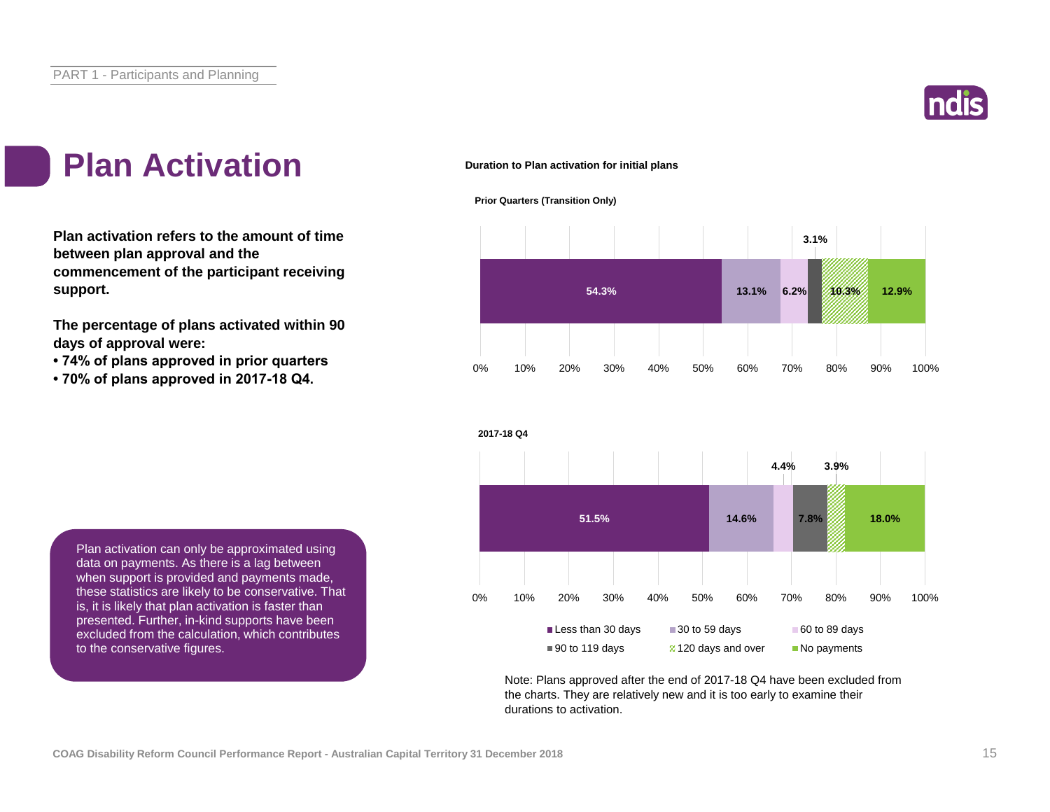# Plan Activation

**Plan activation refers to the amount of time between plan approval and the commencement of the participant receiving support.**

**The percentage of plans activated within 90 days of approval were:**

- **74% of plans approved in prior quarters**
- **70% of plans approved in 2017-18 Q4.**

Plan activation can only be approximated using data on payments. As there is a lag between when support is provided and payments made, these statistics are likely to be conservative. That is, it is likely that plan activation is faster than presented. Further, in-kind supports have been excluded from the calculation, which contributes to the conservative figures.

**Duration to Plan activation for initial plans**

| Period | Less than 30 days | 30 to 59 days | 60 to 89 days | 90 to 119 days | 120 days and over | No payments |
|---|---|---|---|---|---|---|
| Prior Quarters (Transition Only) | 54.3% | 13.1% | 6.2% | 3.1% | 10.3% | 12.9% |
| 2017-18 Q4 | 51.5% | 14.6% | 4.4% | 7.8% | 3.9% | 18.0% |

Note: Plans approved after the end of 2017-18 Q4 have been excluded from the charts. They are relatively new and it is too early to examine their durations to activation.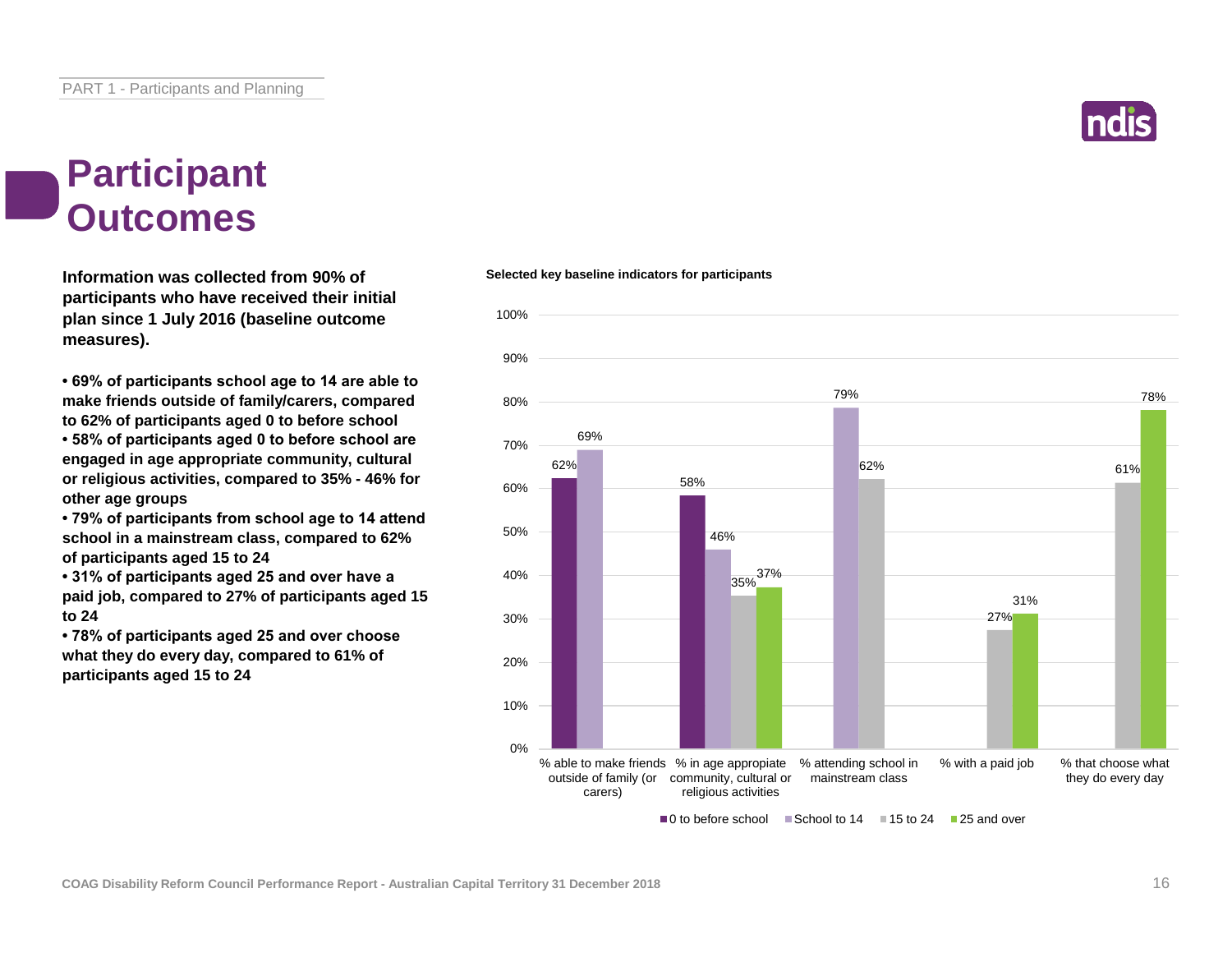# Participant Outcomes

**Information was collected from 90% of participants who have received their initial plan since 1 July 2016 (baseline outcome measures).**

- **69% of participants school age to 14 are able to make friends outside of family/carers, compared to 62% of participants aged 0 to before school**
- **58% of participants aged 0 to before school are engaged in age appropriate community, cultural or religious activities, compared to 35% - 46% for other age groups**
- **79% of participants from school age to 14 attend school in a mainstream class, compared to 62% of participants aged 15 to 24**
- **31% of participants aged 25 and over have a paid job, compared to 27% of participants aged 15 to 24**
- **78% of participants aged 25 and over choose what they do every day, compared to 61% of participants aged 15 to 24**

**Selected key baseline indicators for participants**

| Indicator | 0 to before school | School to 14 | 15 to 24 | 25 and over |
|---|---|---|---|---|
| % able to make friends outside of family (or carers) | 62% | 69% | | |
| % in age appropriate community, cultural or religious activities | 58% | 46% | 35% | 37% |
| % attending school in mainstream class | | 79% | 62% | |
| % with a paid job | | | 27% | 31% |
| % that choose what they do every day | | | 61% | 78% |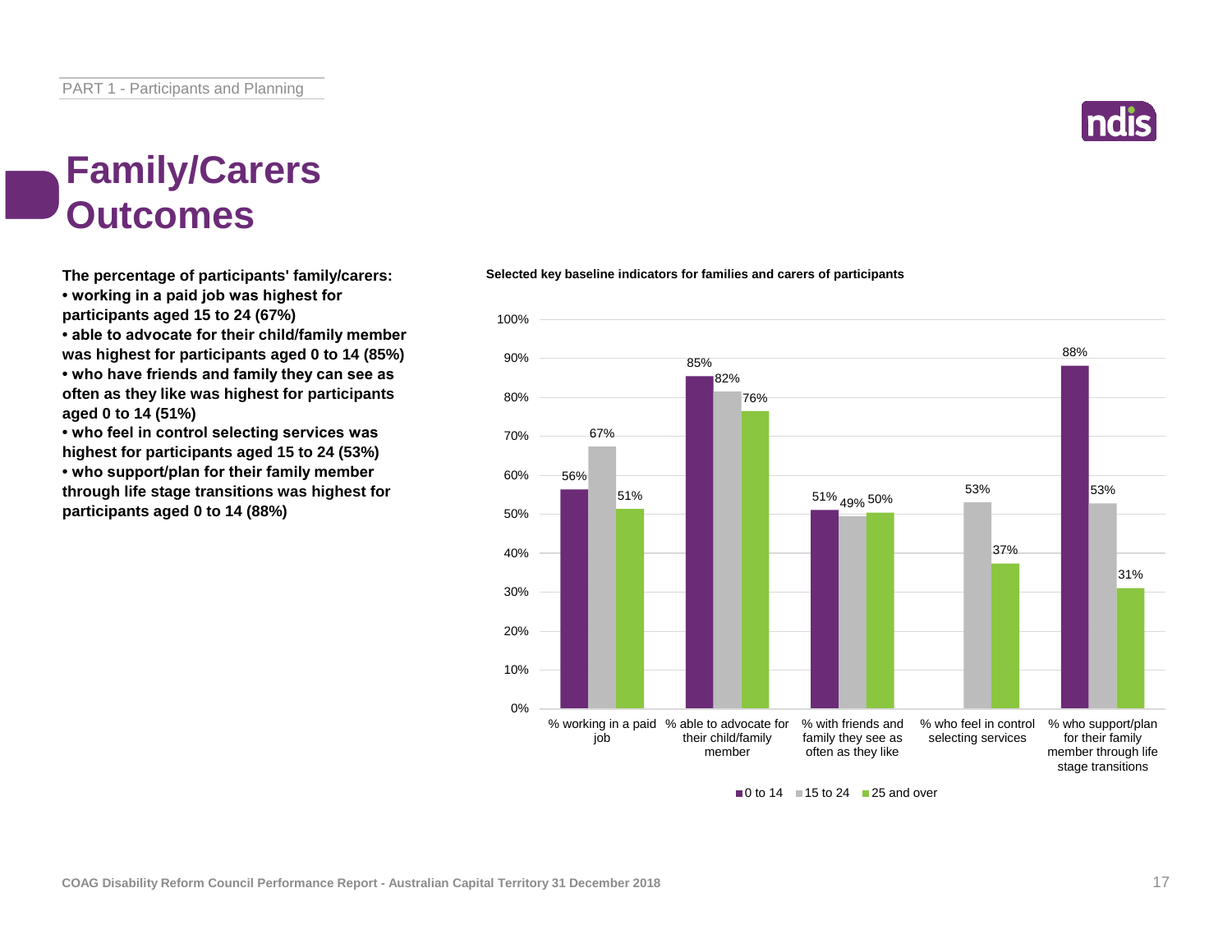# Family/Carers Outcomes

**The percentage of participants' family/carers:**

- **working in a paid job was highest for participants aged 15 to 24 (67%)**
- **able to advocate for their child/family member was highest for participants aged 0 to 14 (85%)**
- **who have friends and family they can see as often as they like was highest for participants aged 0 to 14 (51%)**
- **who feel in control selecting services was highest for participants aged 15 to 24 (53%)**
- **who support/plan for their family member through life stage transitions was highest for participants aged 0 to 14 (88%)**

**Selected key baseline indicators for families and carers of participants**

| Indicator | 0 to 14 | 15 to 24 | 25 and over |
|---|---|---|---|
| % working in a paid job | 56% | 67% | 51% |
| % able to advocate for their child/family member | 85% | 82% | 76% |
| % with friends and family they see as often as they like | 51% | 49% | 50% |
| % who feel in control selecting services | | 53% | 37% |
| % who support/plan for their family member through life stage transitions | 88% | 53% | 31% |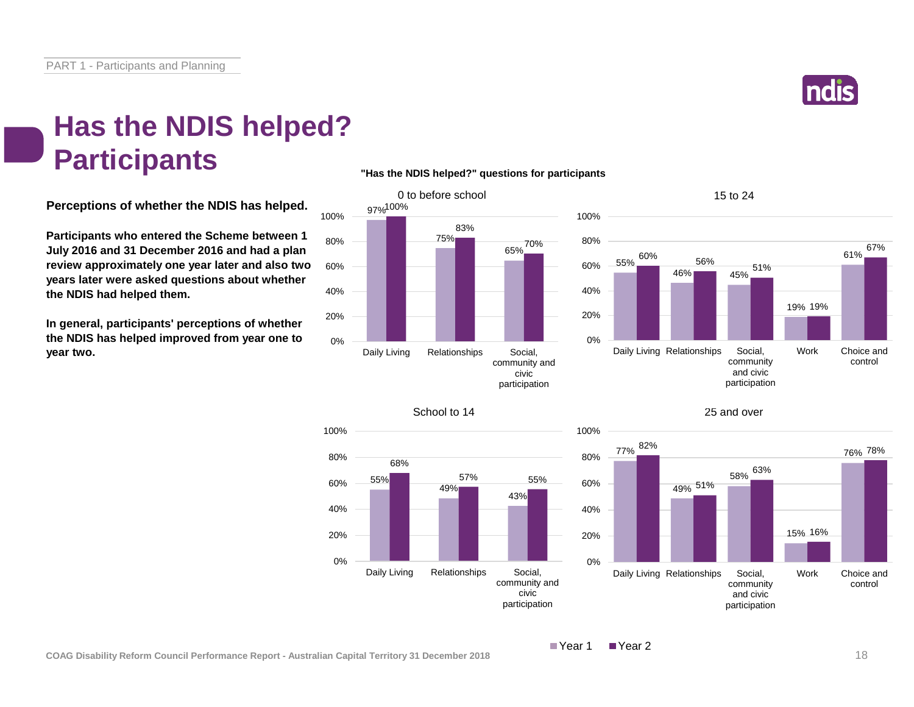# Has the NDIS helped? Participants

**Perceptions of whether the NDIS has helped.**

**Participants who entered the Scheme between 1 July 2016 and 31 December 2016 and had a plan review approximately one year later and also two years later were asked questions about whether the NDIS had helped them.**

**In general, participants' perceptions of whether the NDIS has helped improved from year one to year two.**

**"Has the NDIS helped?" questions for participants**

**0 to before school**

| | Year 1 | Year 2 |
|---|---|---|
| Daily Living | 97% | 100% |
| Relationships | 75% | 83% |
| Social, community and civic participation | 65% | 70% |

**15 to 24**

| | Year 1 | Year 2 |
|---|---|---|
| Daily Living | 55% | 60% |
| Relationships | 46% | 56% |
| Social, community and civic participation | 45% | 51% |
| Work | 19% | 19% |
| Choice and control | 61% | 67% |

**School to 14**

| | Year 1 | Year 2 |
|---|---|---|
| Daily Living | 55% | 68% |
| Relationships | 49% | 57% |
| Social, community and civic participation | 43% | 55% |

**25 and over**

| | Year 1 | Year 2 |
|---|---|---|
| Daily Living | 77% | 82% |
| Relationships | 49% | 51% |
| Social, community and civic participation | 58% | 63% |
| Work | 15% | 16% |
| Choice and control | 76% | 78% |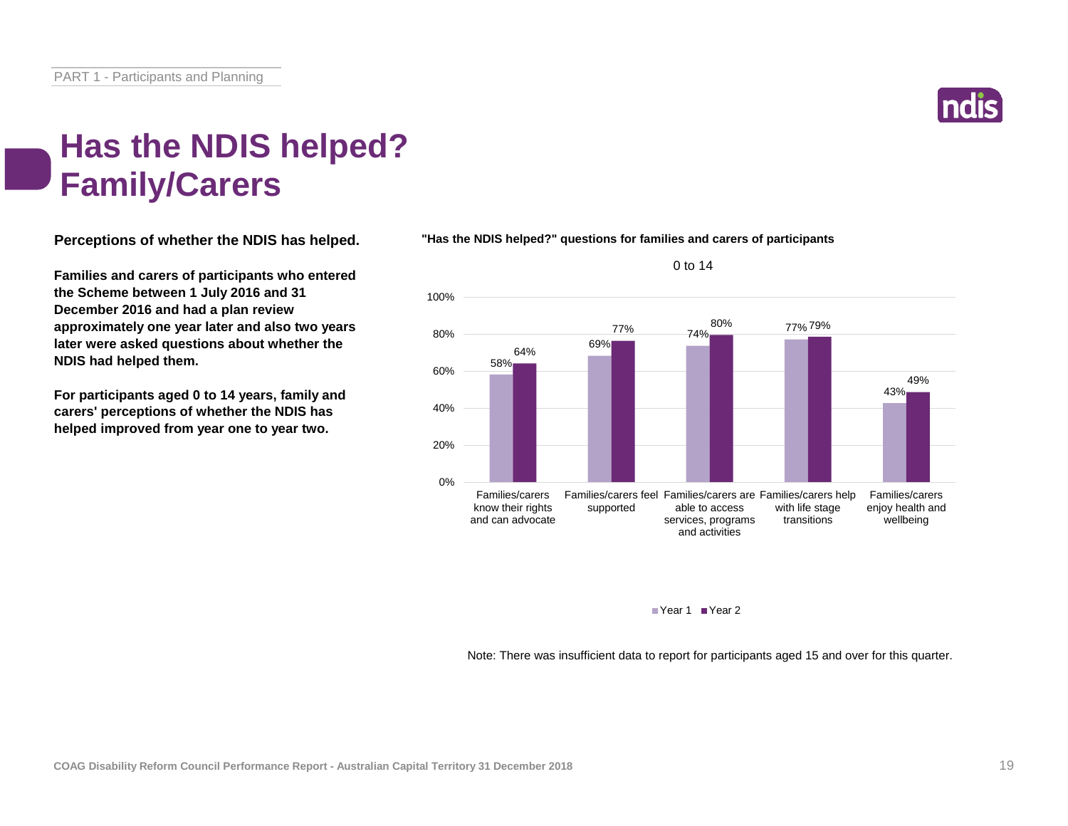# Has the NDIS helped? Family/Carers

**Perceptions of whether the NDIS has helped.**

**Families and carers of participants who entered the Scheme between 1 July 2016 and 31 December 2016 and had a plan review approximately one year later and also two years later were asked questions about whether the NDIS had helped them.**

**For participants aged 0 to 14 years, family and carers' perceptions of whether the NDIS has helped improved from year one to year two.**

**"Has the NDIS helped?" questions for families and carers of participants**

0 to 14

| | Year 1 | Year 2 |
|---|---|---|
| Families/carers know their rights and can advocate | 58% | 64% |
| Families/carers feel supported | 69% | 77% |
| Families/carers are able to access services, programs and activities | 74% | 80% |
| Families/carers help with life stage transitions | 77% | 79% |
| Families/carers enjoy health and wellbeing | 43% | 49% |

Note: There was insufficient data to report for participants aged 15 and over for this quarter.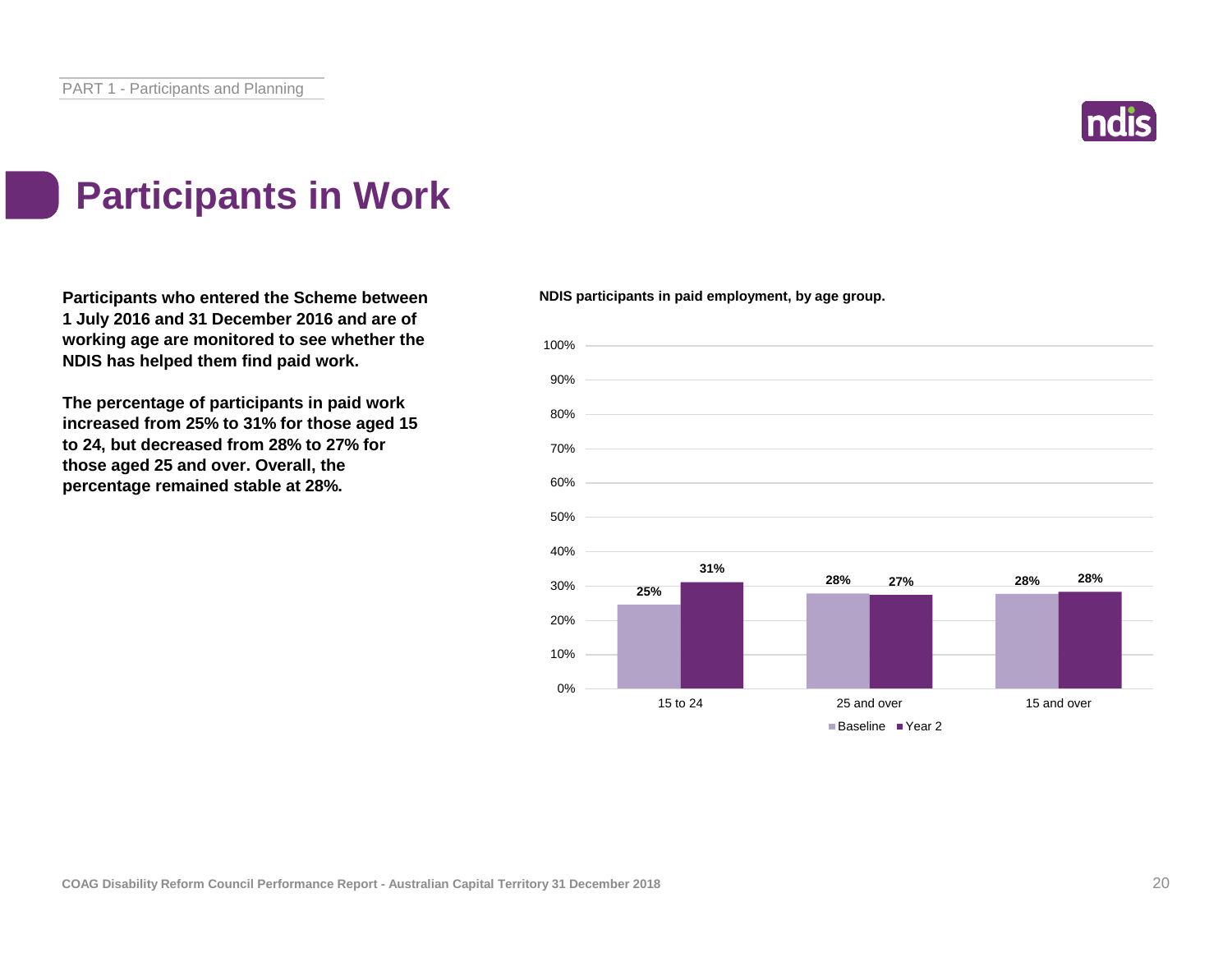# Participants in Work

**Participants who entered the Scheme between 1 July 2016 and 31 December 2016 and are of working age are monitored to see whether the NDIS has helped them find paid work.**

**The percentage of participants in paid work increased from 25% to 31% for those aged 15 to 24, but decreased from 28% to 27% for those aged 25 and over. Overall, the percentage remained stable at 28%.**

**NDIS participants in paid employment, by age group.**

| Age group | Baseline | Year 2 |
|---|---|---|
| 15 to 24 | 25% | 31% |
| 25 and over | 28% | 27% |
| 15 and over | 28% | 28% |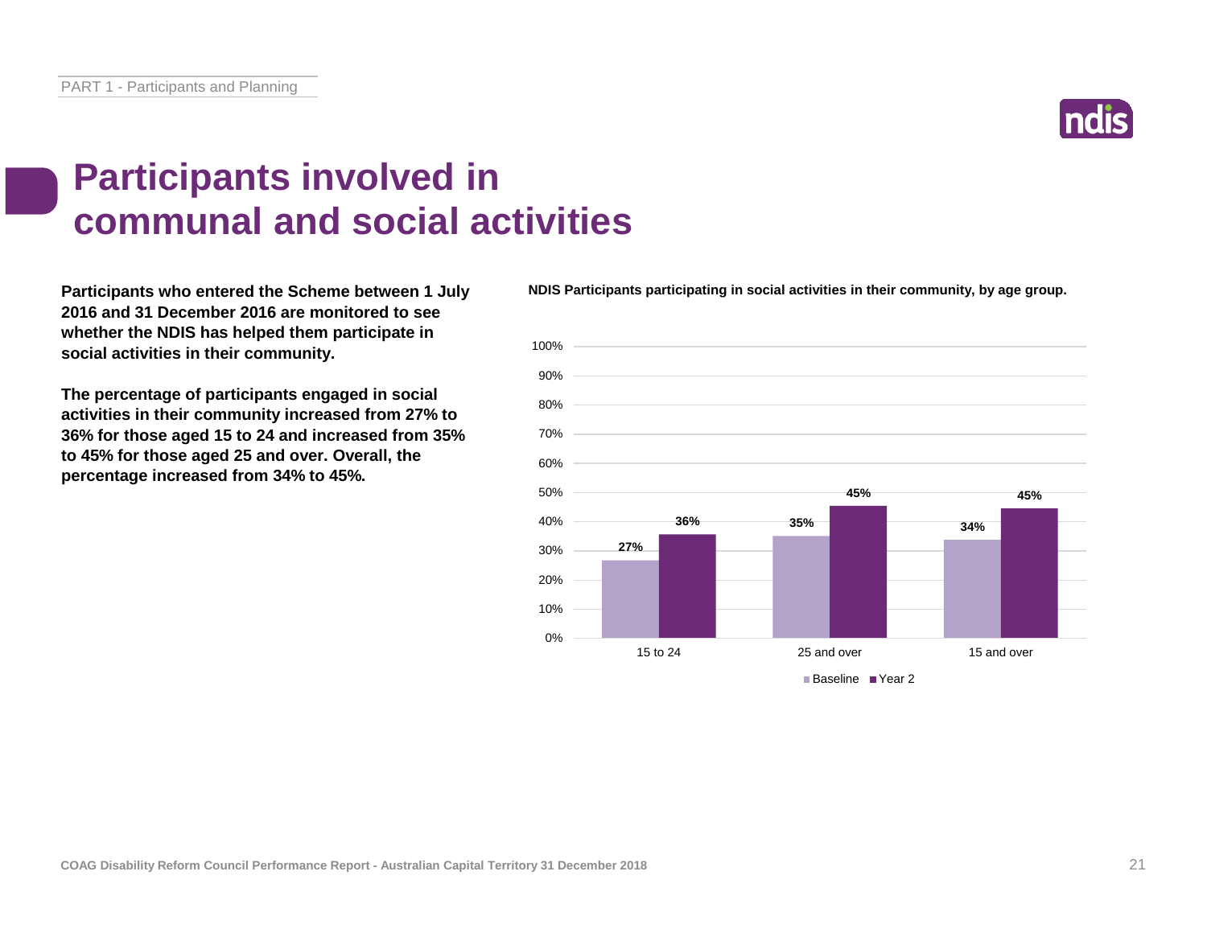# Participants involved in communal and social activities

**Participants who entered the Scheme between 1 July 2016 and 31 December 2016 are monitored to see whether the NDIS has helped them participate in social activities in their community.**

**The percentage of participants engaged in social activities in their community increased from 27% to 36% for those aged 15 to 24 and increased from 35% to 45% for those aged 25 and over. Overall, the percentage increased from 34% to 45%.**

**NDIS Participants participating in social activities in their community, by age group.**

| Age group | Baseline | Year 2 |
|---|---|---|
| 15 to 24 | 27% | 36% |
| 25 and over | 35% | 45% |
| 15 and over | 34% | 45% |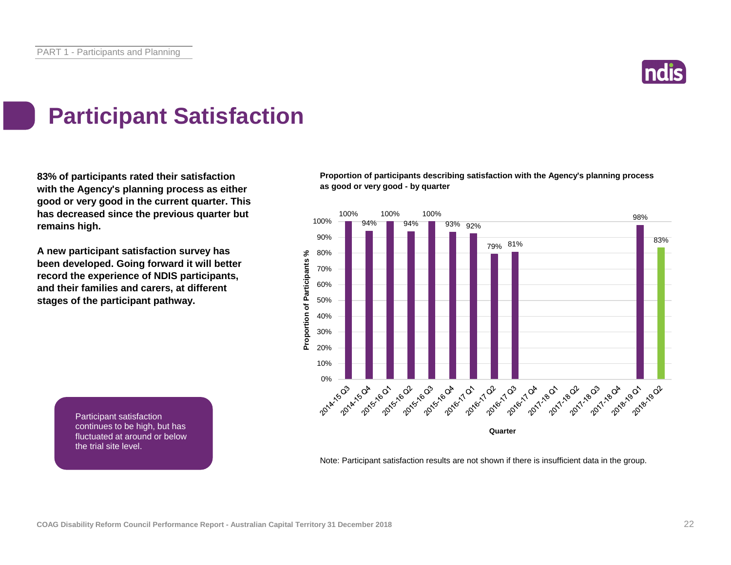# Participant Satisfaction

**83% of participants rated their satisfaction with the Agency's planning process as either good or very good in the current quarter. This has decreased since the previous quarter but remains high.**

**A new participant satisfaction survey has been developed. Going forward it will better record the experience of NDIS participants, and their families and carers, at different stages of the participant pathway.**

Participant satisfaction continues to be high, but has fluctuated at around or below the trial site level.

**Proportion of participants describing satisfaction with the Agency's planning process as good or very good - by quarter**

| Quarter | Proportion of Participants % |
|---|---|
| 2014-15 Q3 | 100% |
| 2014-15 Q4 | 94% |
| 2015-16 Q1 | 100% |
| 2015-16 Q2 | 94% |
| 2015-16 Q3 | 100% |
| 2015-16 Q4 | 93% |
| 2016-17 Q1 | 92% |
| 2016-17 Q2 | 79% |
| 2016-17 Q3 | 81% |
| 2016-17 Q4 | |
| 2017-18 Q1 | |
| 2017-18 Q2 | |
| 2017-18 Q3 | |
| 2017-18 Q4 | |
| 2018-19 Q1 | 98% |
| 2018-19 Q2 | 83% |

Note: Participant satisfaction results are not shown if there is insufficient data in the group.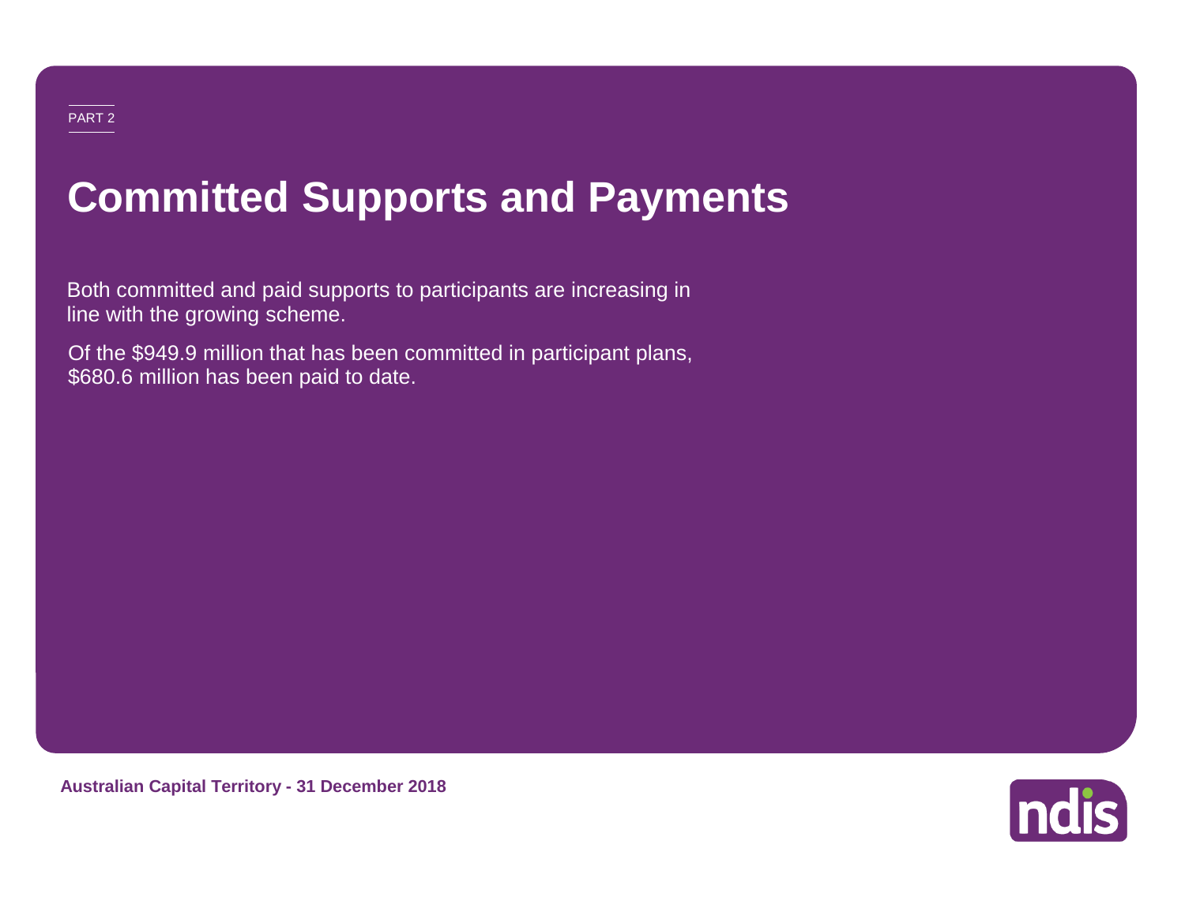PART 2

# Committed Supports and Payments

Both committed and paid supports to participants are increasing in line with the growing scheme.

Of the $949.9 million that has been committed in participant plans, $680.6 million has been paid to date.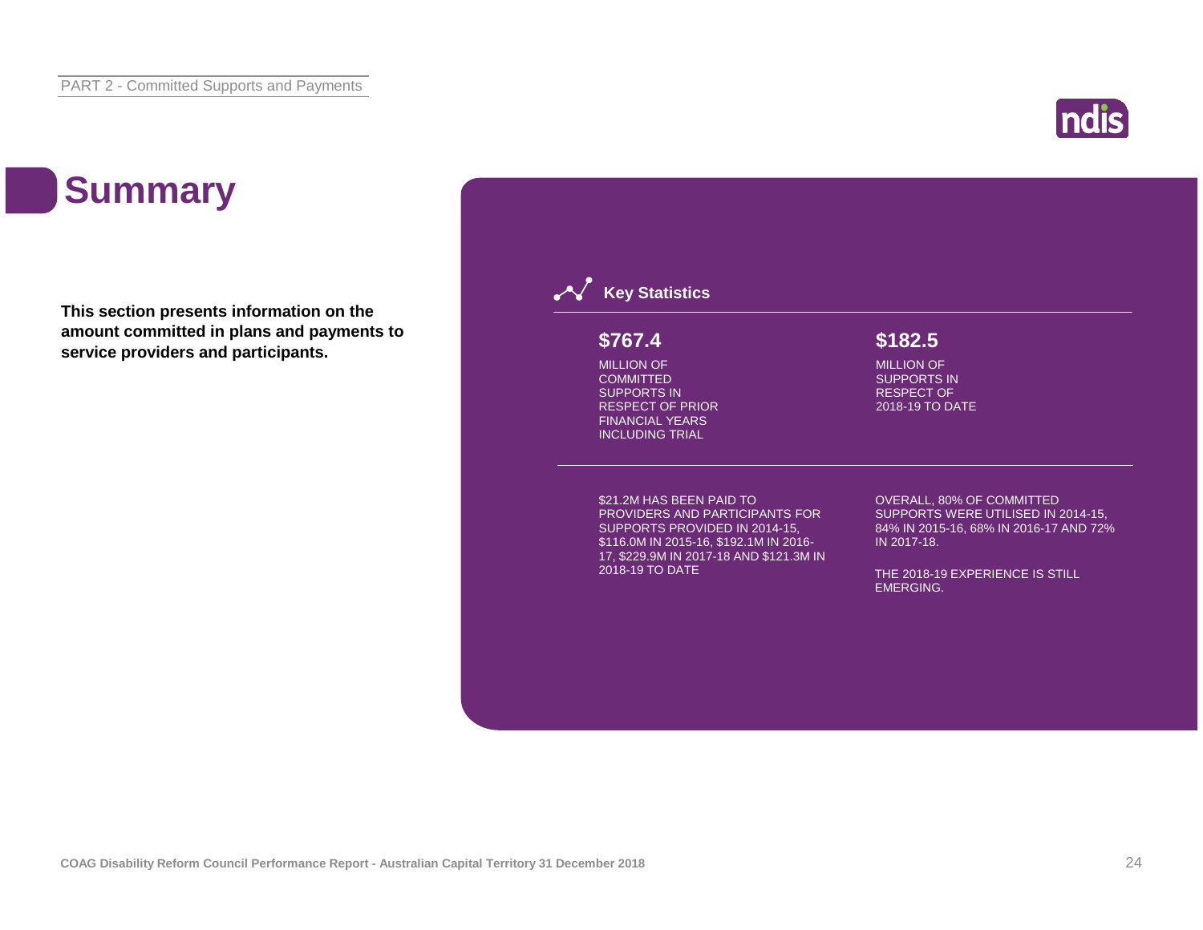# Summary

**This section presents information on the amount committed in plans and payments to service providers and participants.**

## Key Statistics

**$767.4**

MILLION OF COMMITTED SUPPORTS IN RESPECT OF PRIOR FINANCIAL YEARS INCLUDING TRIAL

**$182.5**

MILLION OF SUPPORTS IN RESPECT OF 2018-19 TO DATE

$21.2M HAS BEEN PAID TO PROVIDERS AND PARTICIPANTS FOR SUPPORTS PROVIDED IN 2014-15, $116.0M IN 2015-16, $192.1M IN 2016-17, $229.9M IN 2017-18 AND $121.3M IN 2018-19 TO DATE

OVERALL, 80% OF COMMITTED SUPPORTS WERE UTILISED IN 2014-15, 84% IN 2015-16, 68% IN 2016-17 AND 72% IN 2017-18.

THE 2018-19 EXPERIENCE IS STILL EMERGING.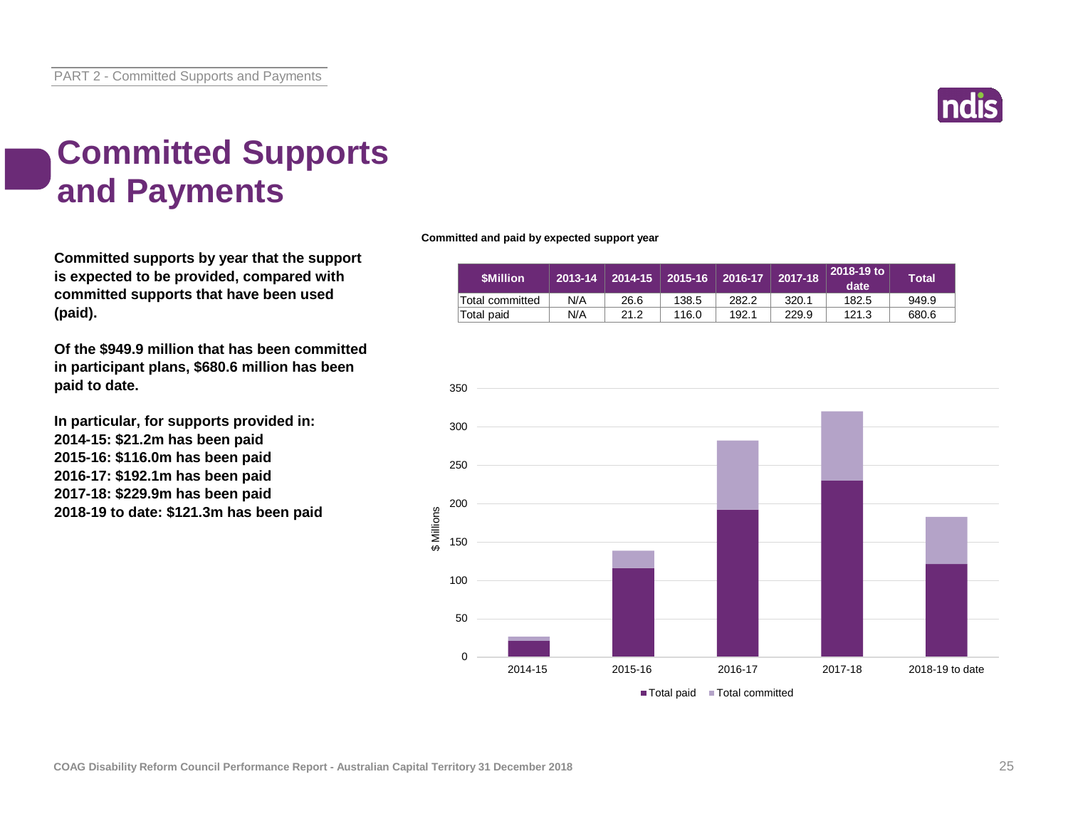# Committed Supports and Payments

**Committed supports by year that the support is expected to be provided, compared with committed supports that have been used (paid).**

**Of the $949.9 million that has been committed in participant plans, $680.6 million has been paid to date.**

**In particular, for supports provided in:**
**2014-15: $21.2m has been paid**
**2015-16: $116.0m has been paid**
**2016-17: $192.1m has been paid**
**2017-18: $229.9m has been paid**
**2018-19 to date: $121.3m has been paid**

**Committed and paid by expected support year**

| $Million | 2013-14 | 2014-15 | 2015-16 | 2016-17 | 2017-18 | 2018-19 to date | Total |
|---|---|---|---|---|---|---|---|
| Total committed | N/A | 26.6 | 138.5 | 282.2 | 320.1 | 182.5 | 949.9 |
| Total paid | N/A | 21.2 | 116.0 | 192.1 | 229.9 | 121.3 | 680.6 |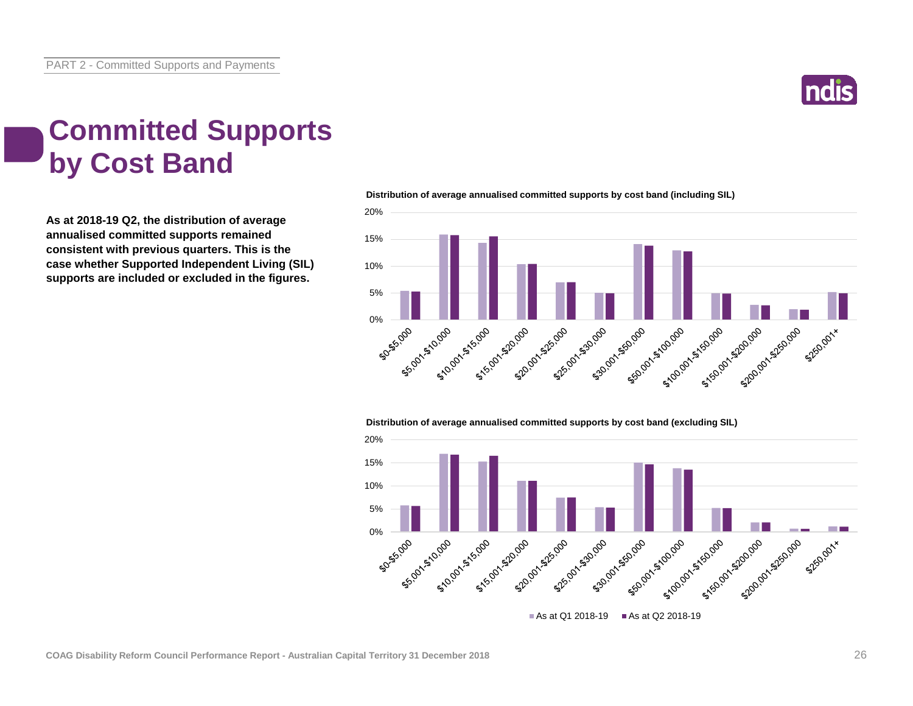# Committed Supports by Cost Band

**As at 2018-19 Q2, the distribution of average annualised committed supports remained consistent with previous quarters. This is the case whether Supported Independent Living (SIL) supports are included or excluded in the figures.**

**Distribution of average annualised committed supports by cost band (including SIL)**

**Distribution of average annualised committed supports by cost band (excluding SIL)**

As at Q1 2018-19 | As at Q2 2018-19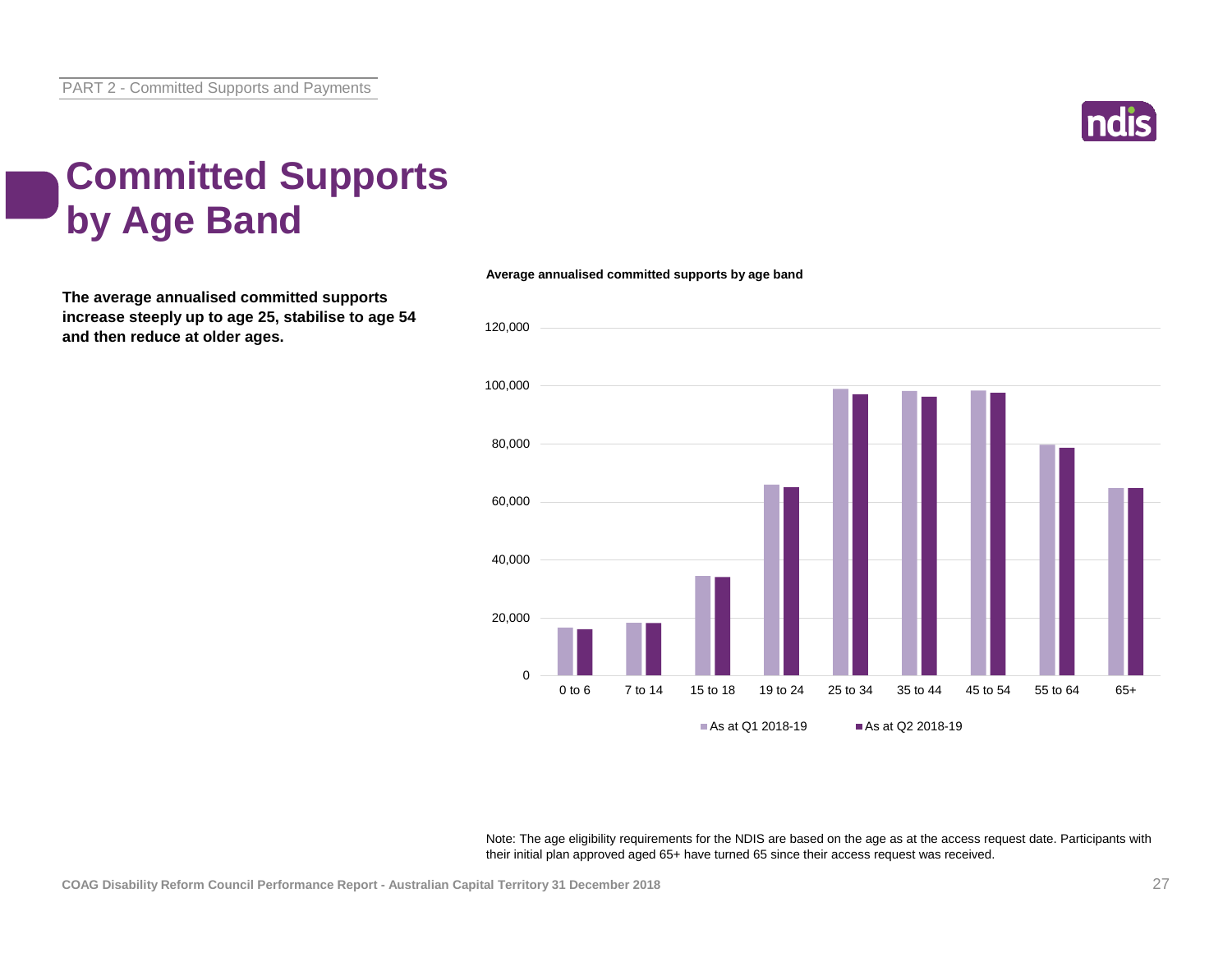# Committed Supports by Age Band

**The average annualised committed supports increase steeply up to age 25, stabilise to age 54 and then reduce at older ages.**

**Average annualised committed supports by age band**

Note: The age eligibility requirements for the NDIS are based on the age as at the access request date. Participants with their initial plan approved aged 65+ have turned 65 since their access request was received.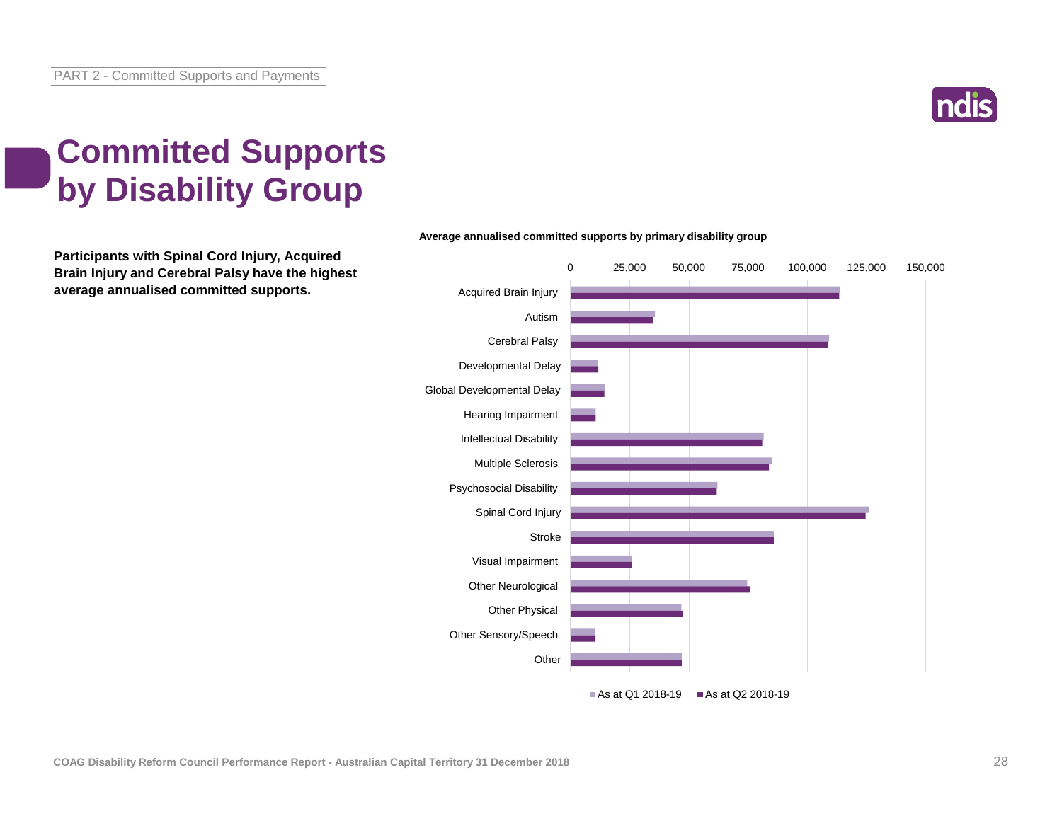# Committed Supports by Disability Group

**Participants with Spinal Cord Injury, Acquired Brain Injury and Cerebral Palsy have the highest average annualised committed supports.**

**Average annualised committed supports by primary disability group**

Categories: Acquired Brain Injury, Autism, Cerebral Palsy, Developmental Delay, Global Developmental Delay, Hearing Impairment, Intellectual Disability, Multiple Sclerosis, Psychosocial Disability, Spinal Cord Injury, Stroke, Visual Impairment, Other Neurological, Other Physical, Other Sensory/Speech, Other

Axis: 0, 25,000, 50,000, 75,000, 100,000, 125,000, 150,000

Legend: As at Q1 2018-19; As at Q2 2018-19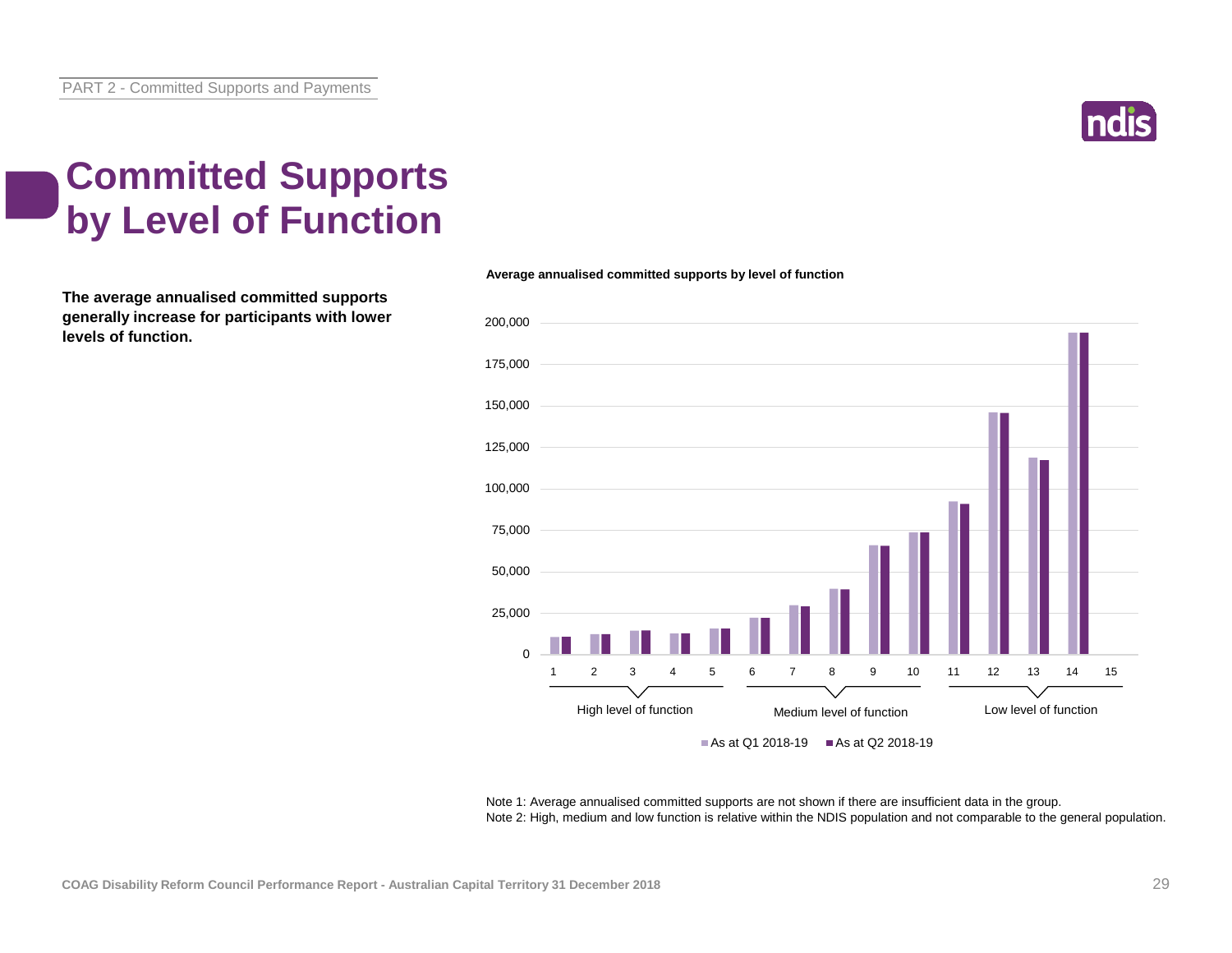# Committed Supports by Level of Function

**The average annualised committed supports generally increase for participants with lower levels of function.**

**Average annualised committed supports by level of function**

High level of function (1–5) · Medium level of function (6–10) · Low level of function (11–15)

■ As at Q1 2018-19 ■ As at Q2 2018-19

Note 1: Average annualised committed supports are not shown if there are insufficient data in the group.
Note 2: High, medium and low function is relative within the NDIS population and not comparable to the general population.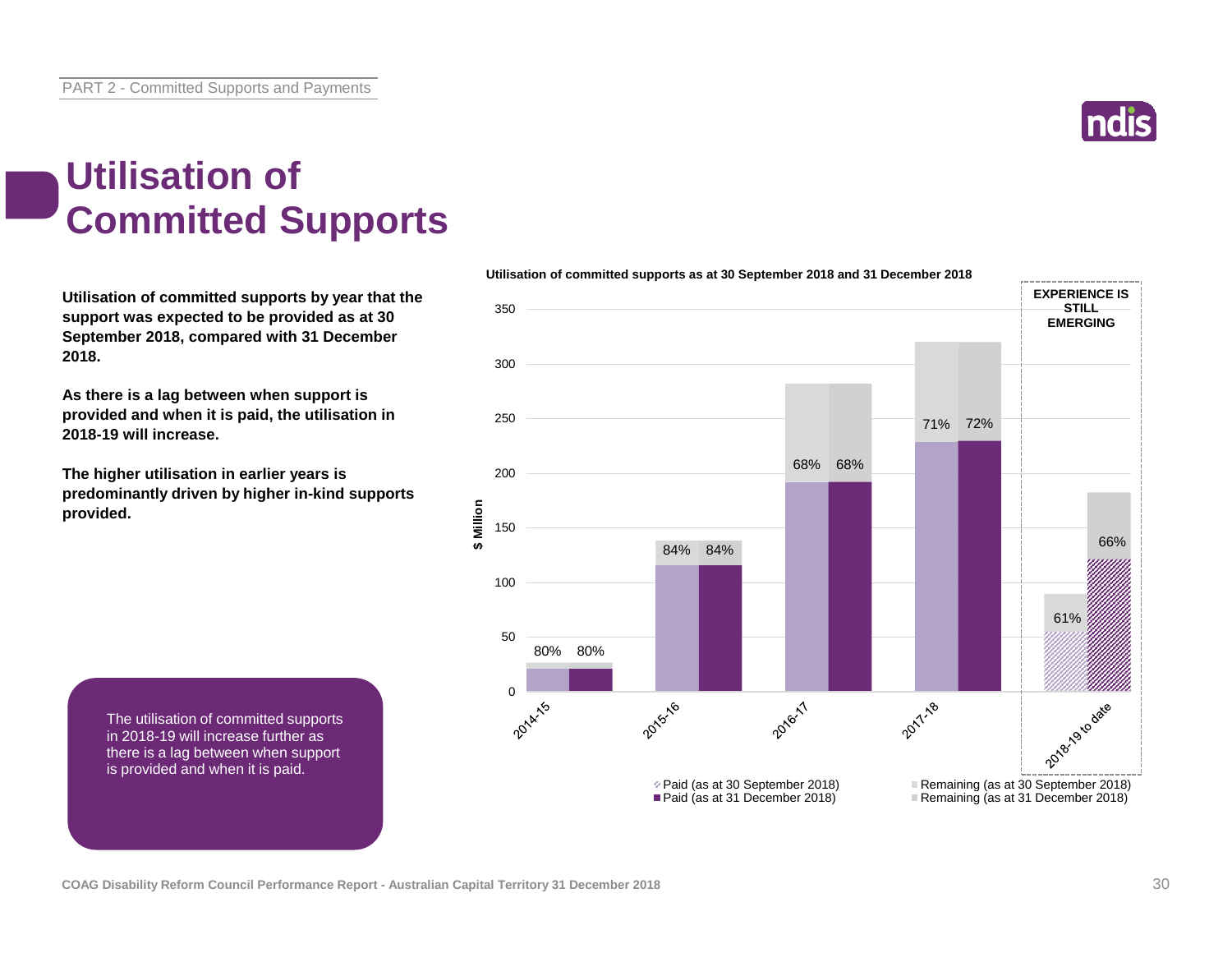# Utilisation of Committed Supports

**Utilisation of committed supports by year that the support was expected to be provided as at 30 September 2018, compared with 31 December 2018.**

**As there is a lag between when support is provided and when it is paid, the utilisation in 2018-19 will increase.**

**The higher utilisation in earlier years is predominantly driven by higher in-kind supports provided.**

The utilisation of committed supports in 2018-19 will increase further as there is a lag between when support is provided and when it is paid.

**Utilisation of committed supports as at 30 September 2018 and 31 December 2018**

| Year | Utilisation (as at 30 September 2018) | Utilisation (as at 31 December 2018) |
|---|---|---|
| 2014-15 | 80% | 80% |
| 2015-16 | 84% | 84% |
| 2016-17 | 68% | 68% |
| 2017-18 | 71% | 72% |
| 2018-19 to date | 61% | 66% |

EXPERIENCE IS STILL EMERGING

Legend: Paid (as at 30 September 2018); Paid (as at 31 December 2018); Remaining (as at 30 September 2018); Remaining (as at 31 December 2018)

Y-axis: $ Million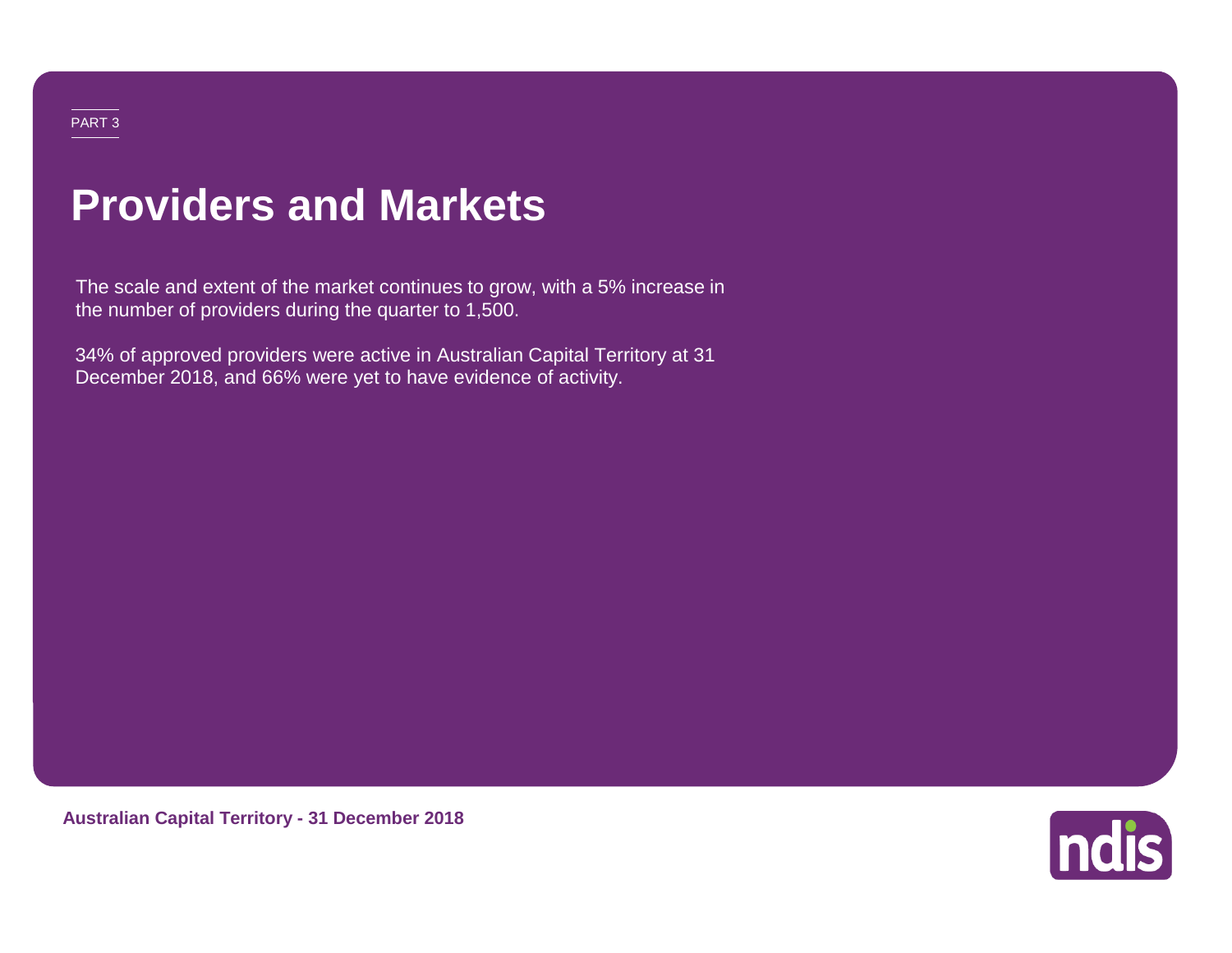PART 3

# Providers and Markets

The scale and extent of the market continues to grow, with a 5% increase in the number of providers during the quarter to 1,500.

34% of approved providers were active in Australian Capital Territory at 31 December 2018, and 66% were yet to have evidence of activity.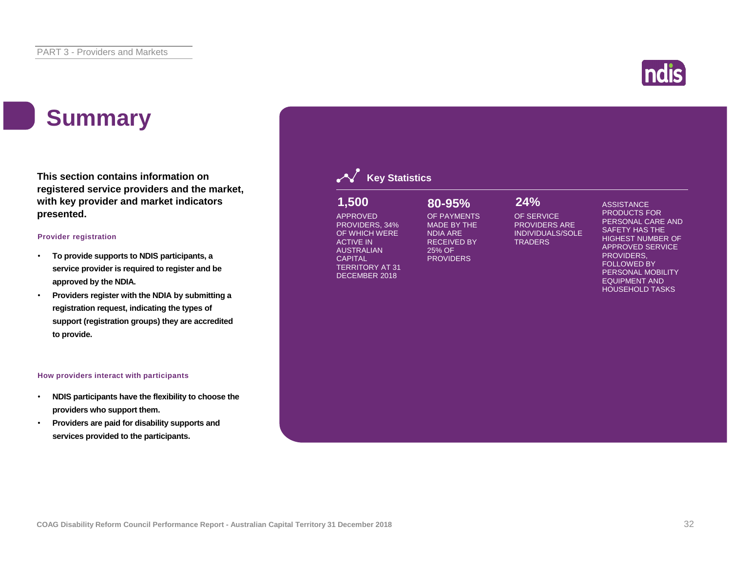# Summary

**This section contains information on registered service providers and the market, with key provider and market indicators presented.**

### Provider registration

- **To provide supports to NDIS participants, a service provider is required to register and be approved by the NDIA.**
- **Providers register with the NDIA by submitting a registration request, indicating the types of support (registration groups) they are accredited to provide.**

### How providers interact with participants

- **NDIS participants have the flexibility to choose the providers who support them.**
- **Providers are paid for disability supports and services provided to the participants.**

## Key Statistics

**1,500**

APPROVED PROVIDERS, 34% OF WHICH WERE ACTIVE IN AUSTRALIAN CAPITAL TERRITORY AT 31 DECEMBER 2018

**80-95%**

OF PAYMENTS MADE BY THE NDIA ARE RECEIVED BY 25% OF PROVIDERS

**24%**

OF SERVICE PROVIDERS ARE INDIVIDUALS/SOLE TRADERS

ASSISTANCE PRODUCTS FOR PERSONAL CARE AND SAFETY HAS THE HIGHEST NUMBER OF APPROVED SERVICE PROVIDERS, FOLLOWED BY PERSONAL MOBILITY EQUIPMENT AND HOUSEHOLD TASKS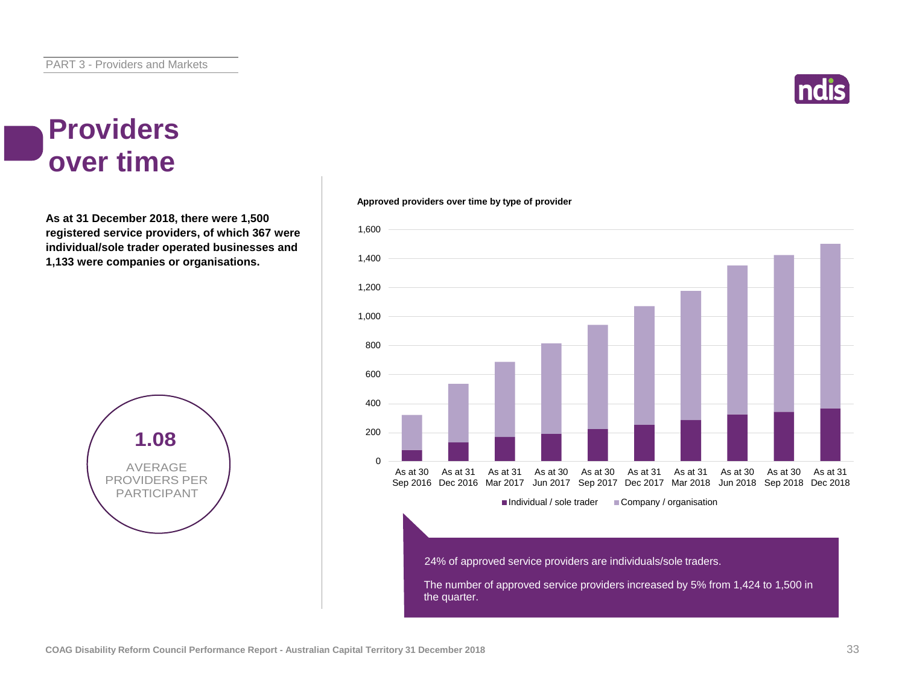# Providers over time

**As at 31 December 2018, there were 1,500 registered service providers, of which 367 were individual/sole trader operated businesses and 1,133 were companies or organisations.**

**1.08**

AVERAGE PROVIDERS PER PARTICIPANT

**Approved providers over time by type of provider**

■ Individual / sole trader ■ Company / organisation

| | As at 30 Sep 2016 | As at 31 Dec 2016 | As at 31 Mar 2017 | As at 30 Jun 2017 | As at 30 Sep 2017 | As at 31 Dec 2017 | As at 31 Mar 2018 | As at 30 Jun 2018 | As at 30 Sep 2018 | As at 31 Dec 2018 |
|---|---|---|---|---|---|---|---|---|---|---|

24% of approved service providers are individuals/sole traders.

The number of approved service providers increased by 5% from 1,424 to 1,500 in the quarter.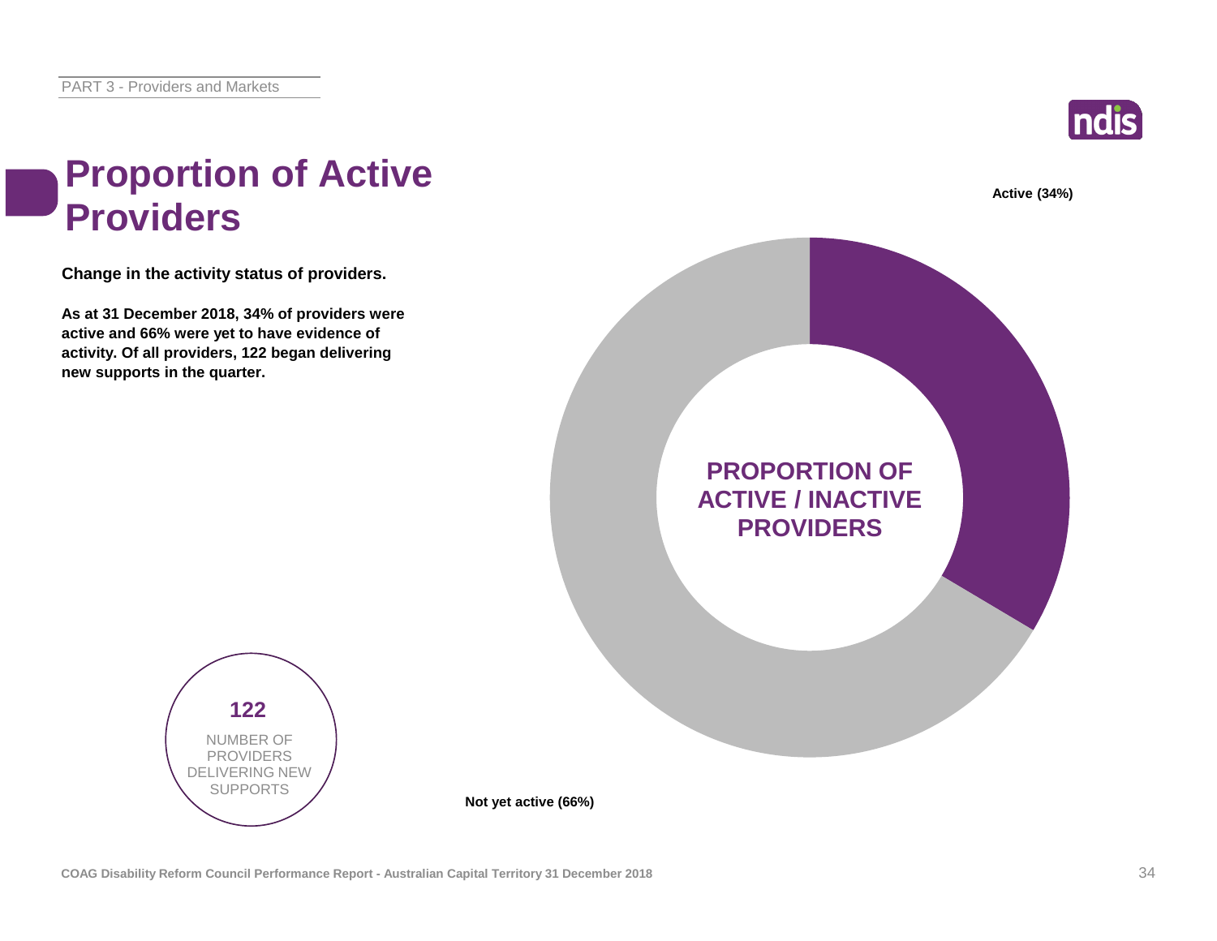# Proportion of Active Providers

**Change in the activity status of providers.**

**As at 31 December 2018, 34% of providers were active and 66% were yet to have evidence of activity. Of all providers, 122 began delivering new supports in the quarter.**

**PROPORTION OF ACTIVE / INACTIVE PROVIDERS**

**Active (34%)**

**Not yet active (66%)**

**122**

NUMBER OF PROVIDERS DELIVERING NEW SUPPORTS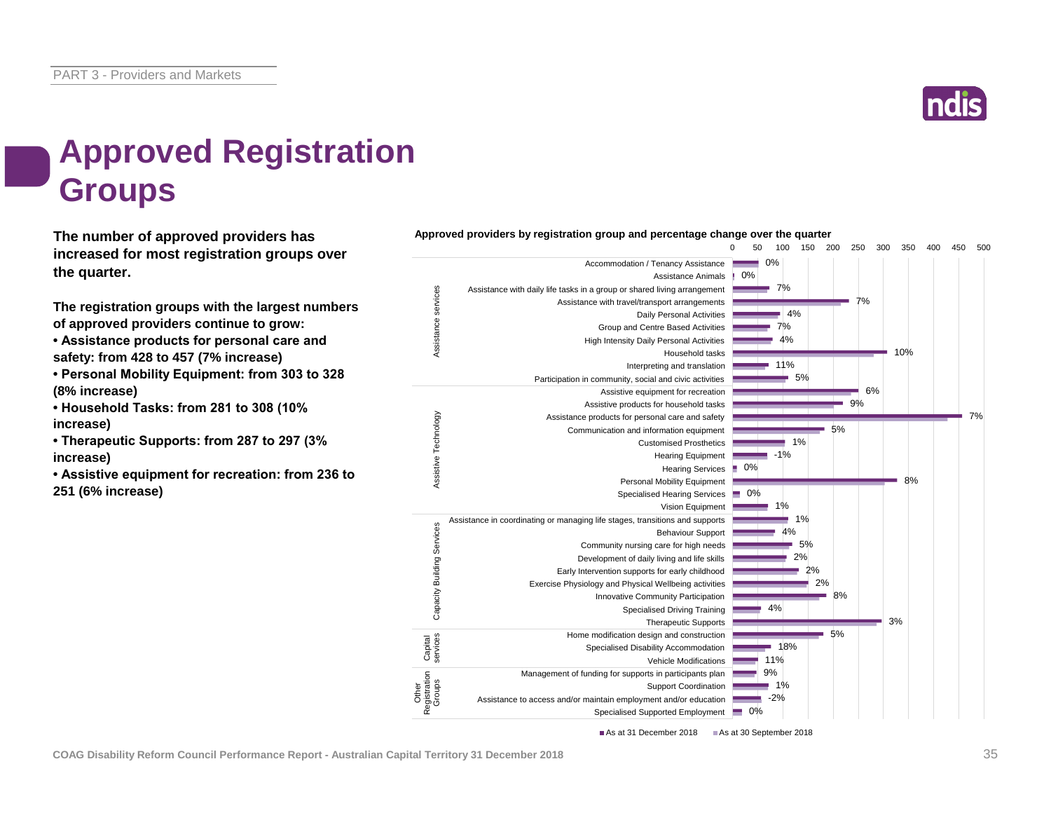# Approved Registration Groups

**The number of approved providers has increased for most registration groups over the quarter.**

**The registration groups with the largest numbers of approved providers continue to grow:**

- **Assistance products for personal care and safety: from 428 to 457 (7% increase)**
- **Personal Mobility Equipment: from 303 to 328 (8% increase)**
- **Household Tasks: from 281 to 308 (10% increase)**
- **Therapeutic Supports: from 287 to 297 (3% increase)**
- **Assistive equipment for recreation: from 236 to 251 (6% increase)**

**Approved providers by registration group and percentage change over the quarter**

| Category | Registration group | % change |
|---|---|---|
| Assistance services | Accommodation / Tenancy Assistance | 0% |
| | Assistance Animals | 0% |
| | Assistance with daily life tasks in a group or shared living arrangement | 7% |
| | Assistance with travel/transport arrangements | 7% |
| | Daily Personal Activities | 4% |
| | Group and Centre Based Activities | 7% |
| | High Intensity Daily Personal Activities | 4% |
| | Household tasks | 10% |
| | Interpreting and translation | 11% |
| | Participation in community, social and civic activities | 5% |
| Assistive Technology | Assistive equipment for recreation | 6% |
| | Assistive products for household tasks | 9% |
| | Assistance products for personal care and safety | 7% |
| | Communication and information equipment | 5% |
| | Customised Prosthetics | 1% |
| | Hearing Equipment | -1% |
| | Hearing Services | 0% |
| | Personal Mobility Equipment | 8% |
| | Specialised Hearing Services | 0% |
| | Vision Equipment | 1% |
| Capacity Building Services | Assistance in coordinating or managing life stages, transitions and supports | 1% |
| | Behaviour Support | 4% |
| | Community nursing care for high needs | 5% |
| | Development of daily living and life skills | 2% |
| | Early Intervention supports for early childhood | 2% |
| | Exercise Physiology and Physical Wellbeing activities | 2% |
| | Innovative Community Participation | 8% |
| | Specialised Driving Training | 4% |
| | Therapeutic Supports | 3% |
| Capital services | Home modification design and construction | 5% |
| | Specialised Disability Accommodation | 18% |
| | Vehicle Modifications | 11% |
| Other Registration Groups | Management of funding for supports in participants plan | 9% |
| | Support Coordination | 1% |
| | Assistance to access and/or maintain employment and/or education | -2% |
| | Specialised Supported Employment | 0% |

Legend: As at 31 December 2018; As at 30 September 2018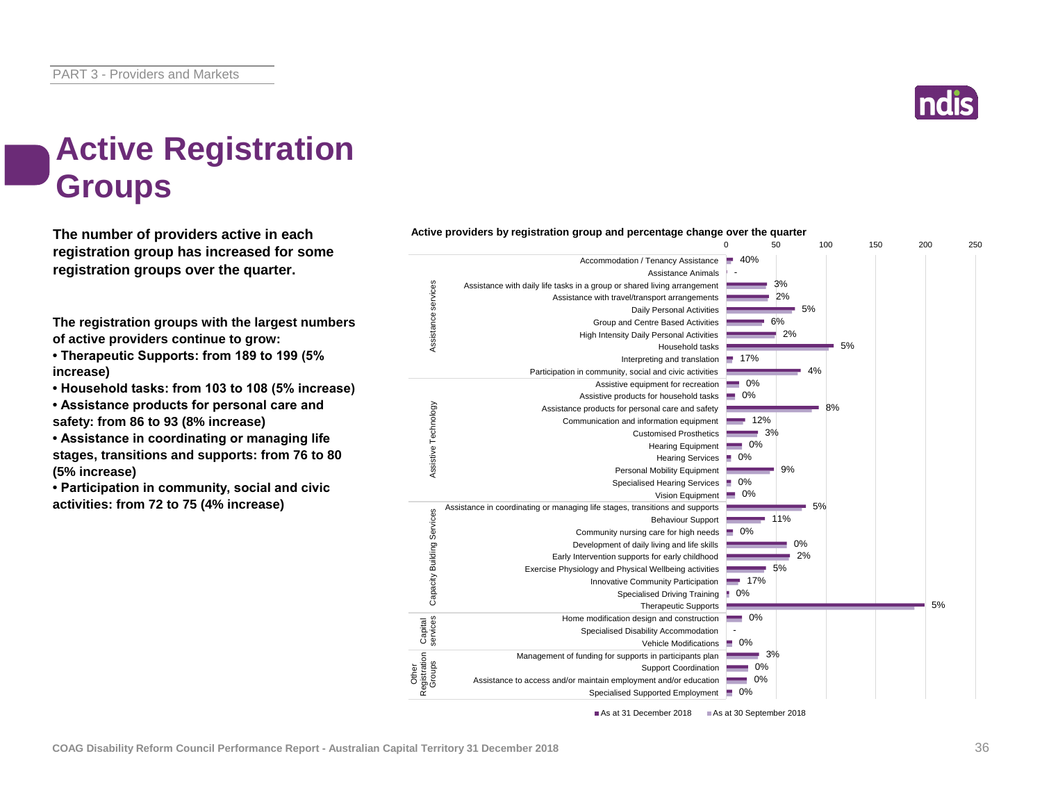# Active Registration Groups

**The number of providers active in each registration group has increased for some registration groups over the quarter.**

**The registration groups with the largest numbers of active providers continue to grow:**

- **Therapeutic Supports: from 189 to 199 (5% increase)**
- **Household tasks: from 103 to 108 (5% increase)**
- **Assistance products for personal care and safety: from 86 to 93 (8% increase)**
- **Assistance in coordinating or managing life stages, transitions and supports: from 76 to 80 (5% increase)**
- **Participation in community, social and civic activities: from 72 to 75 (4% increase)**

**Active providers by registration group and percentage change over the quarter**

| Category | Registration group | % change |
|---|---|---|
| Assistance services | Accommodation / Tenancy Assistance | 40% |
| | Assistance Animals | - |
| | Assistance with daily life tasks in a group or shared living arrangement | 3% |
| | Assistance with travel/transport arrangements | 2% |
| | Daily Personal Activities | 5% |
| | Group and Centre Based Activities | 6% |
| | High Intensity Daily Personal Activities | 2% |
| | Household tasks | 5% |
| | Interpreting and translation | 17% |
| | Participation in community, social and civic activities | 4% |
| Assistive Technology | Assistive equipment for recreation | 0% |
| | Assistive products for household tasks | 0% |
| | Assistance products for personal care and safety | 8% |
| | Communication and information equipment | 12% |
| | Customised Prosthetics | 3% |
| | Hearing Equipment | 0% |
| | Hearing Services | 0% |
| | Personal Mobility Equipment | 9% |
| | Specialised Hearing Services | 0% |
| | Vision Equipment | 0% |
| Capacity Building Services | Assistance in coordinating or managing life stages, transitions and supports | 5% |
| | Behaviour Support | 11% |
| | Community nursing care for high needs | 0% |
| | Development of daily living and life skills | 0% |
| | Early Intervention supports for early childhood | 2% |
| | Exercise Physiology and Physical Wellbeing activities | 5% |
| | Innovative Community Participation | 17% |
| | Specialised Driving Training | 0% |
| | Therapeutic Supports | 5% |
| Capital services | Home modification design and construction | 0% |
| | Specialised Disability Accommodation | - |
| | Vehicle Modifications | 0% |
| Other Registration Groups | Management of funding for supports in participants plan | 3% |
| | Support Coordination | 0% |
| | Assistance to access and/or maintain employment and/or education | 0% |
| | Specialised Supported Employment | 0% |

Legend: As at 31 December 2018; As at 30 September 2018

COAG Disability Reform Council Performance Report - Australian Capital Territory 31 December 2018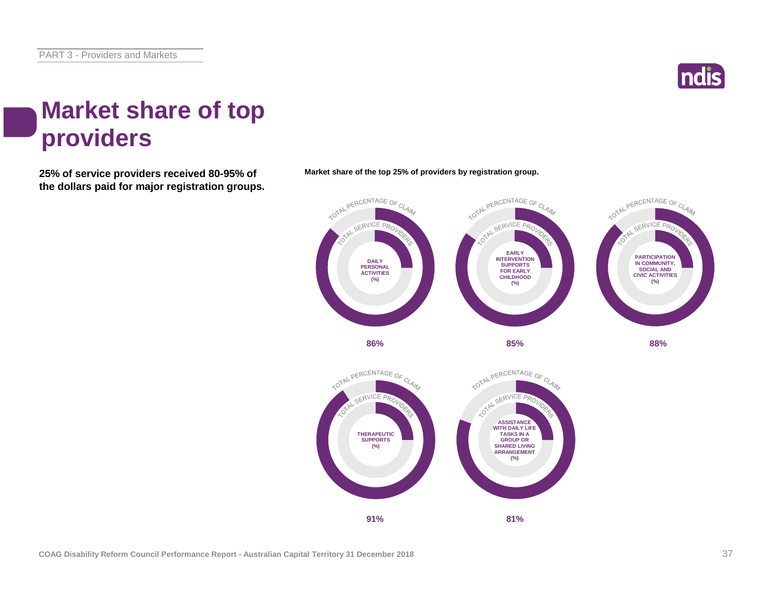# Market share of top providers

**25% of service providers received 80-95% of the dollars paid for major registration groups.**

**Market share of the top 25% of providers by registration group.**

| Registration group | Market share of top 25% of providers |
| --- | --- |
| Daily Personal Activities (%) | 86% |
| Early Intervention Supports for Early Childhood (%) | 85% |
| Participation in Community, Social and Civic Activities (%) | 88% |
| Therapeutic Supports (%) | 91% |
| Assistance with Daily Life Tasks in a Group or Shared Living Arrangement (%) | 81% |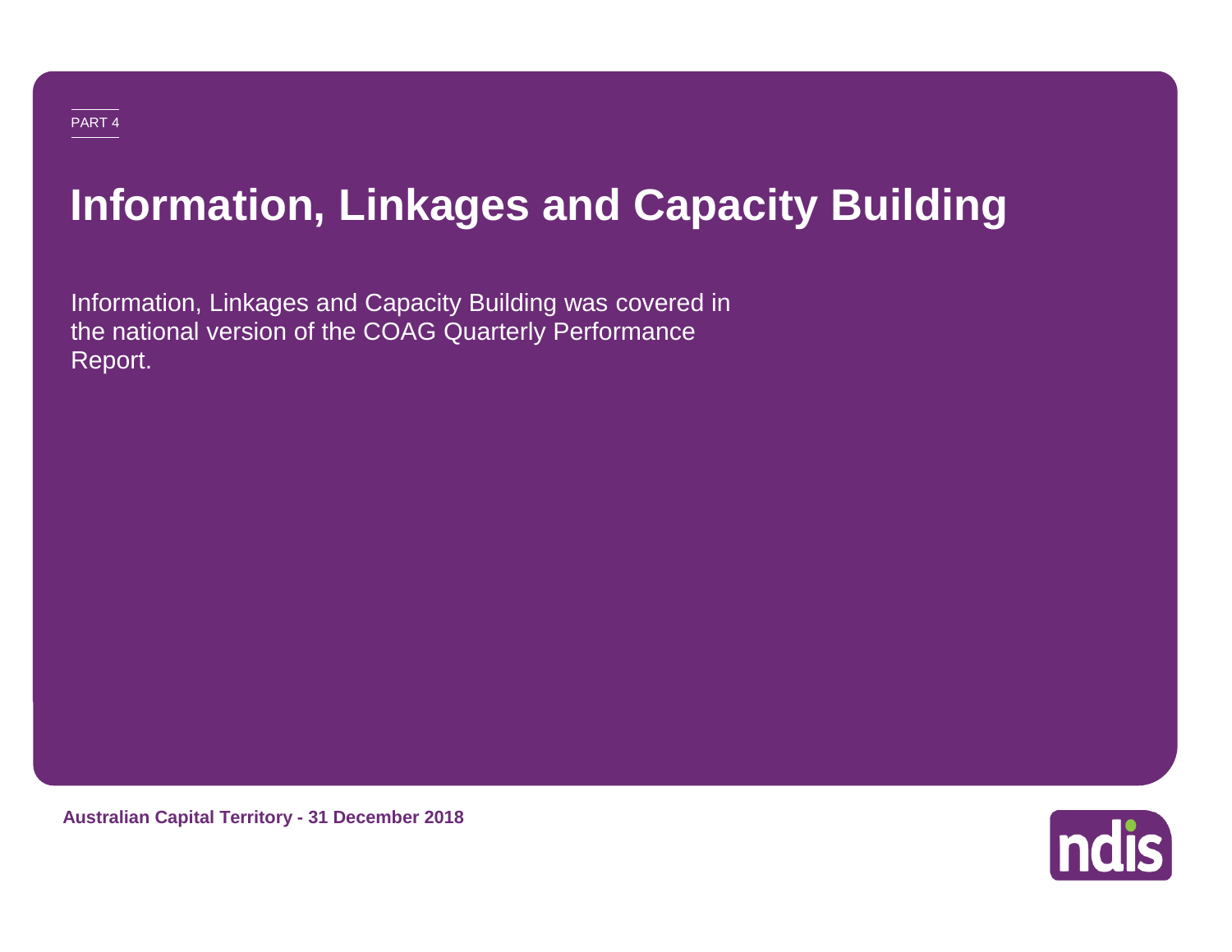PART 4

# Information, Linkages and Capacity Building

Information, Linkages and Capacity Building was covered in the national version of the COAG Quarterly Performance Report.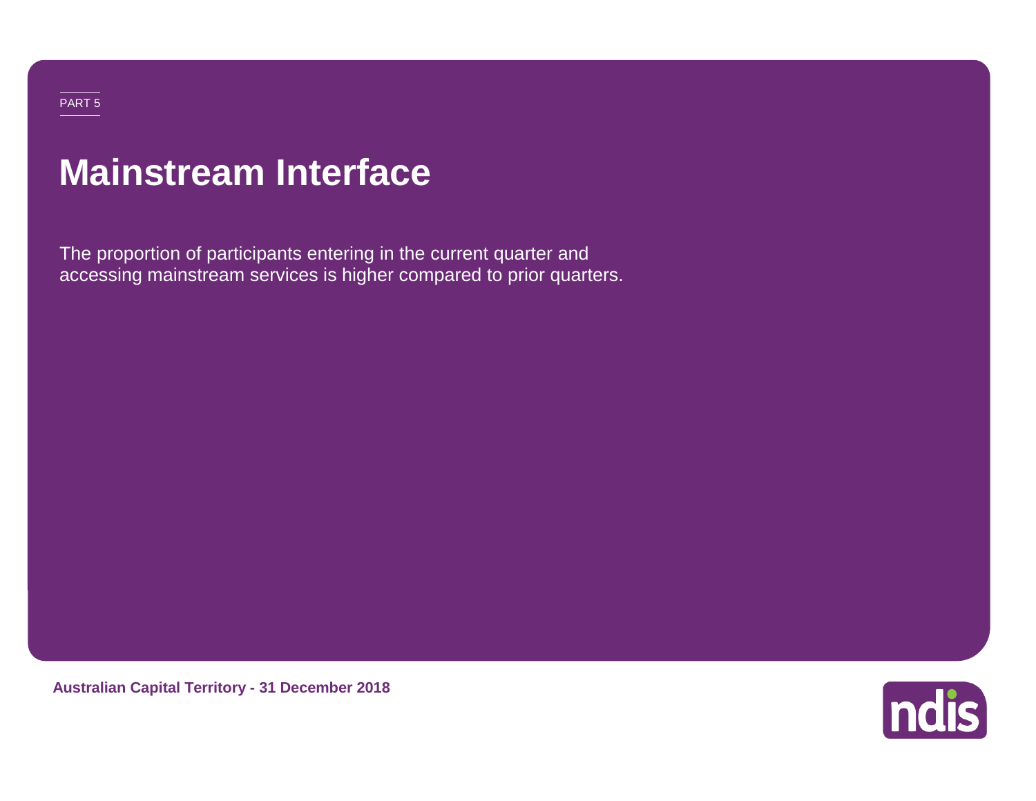PART 5

# Mainstream Interface

The proportion of participants entering in the current quarter and accessing mainstream services is higher compared to prior quarters.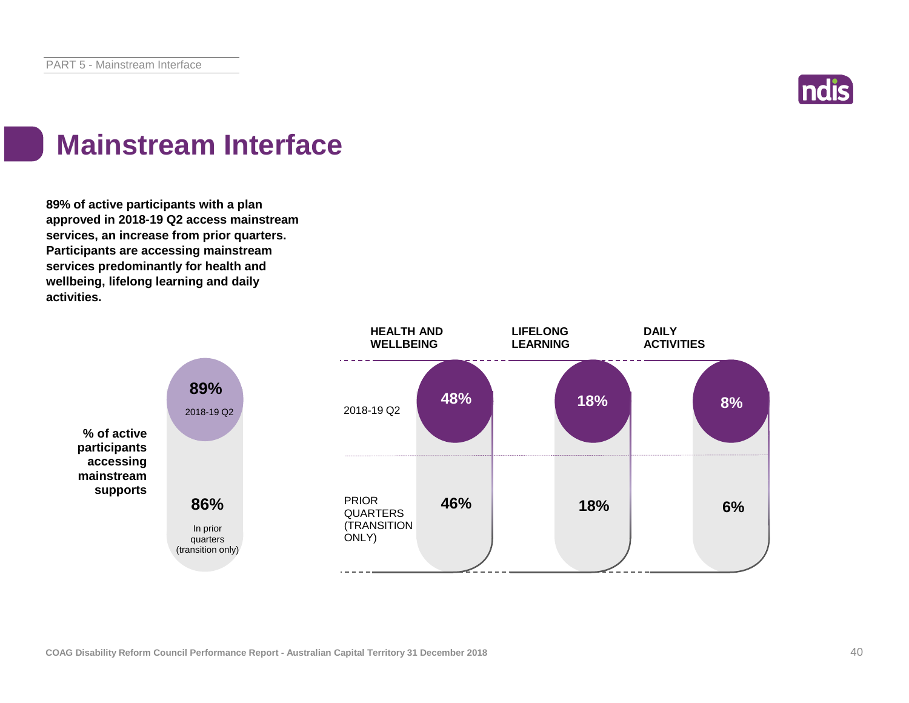# Mainstream Interface

**89% of active participants with a plan approved in 2018-19 Q2 access mainstream services, an increase from prior quarters. Participants are accessing mainstream services predominantly for health and wellbeing, lifelong learning and daily activities.**

**% of active participants accessing mainstream supports**

| | % of active participants accessing mainstream supports | HEALTH AND WELLBEING | LIFELONG LEARNING | DAILY ACTIVITIES |
|---|---|---|---|---|
| 2018-19 Q2 | 89% | 48% | 18% | 8% |
| Prior quarters (transition only) | 86% | 46% | 18% | 6% |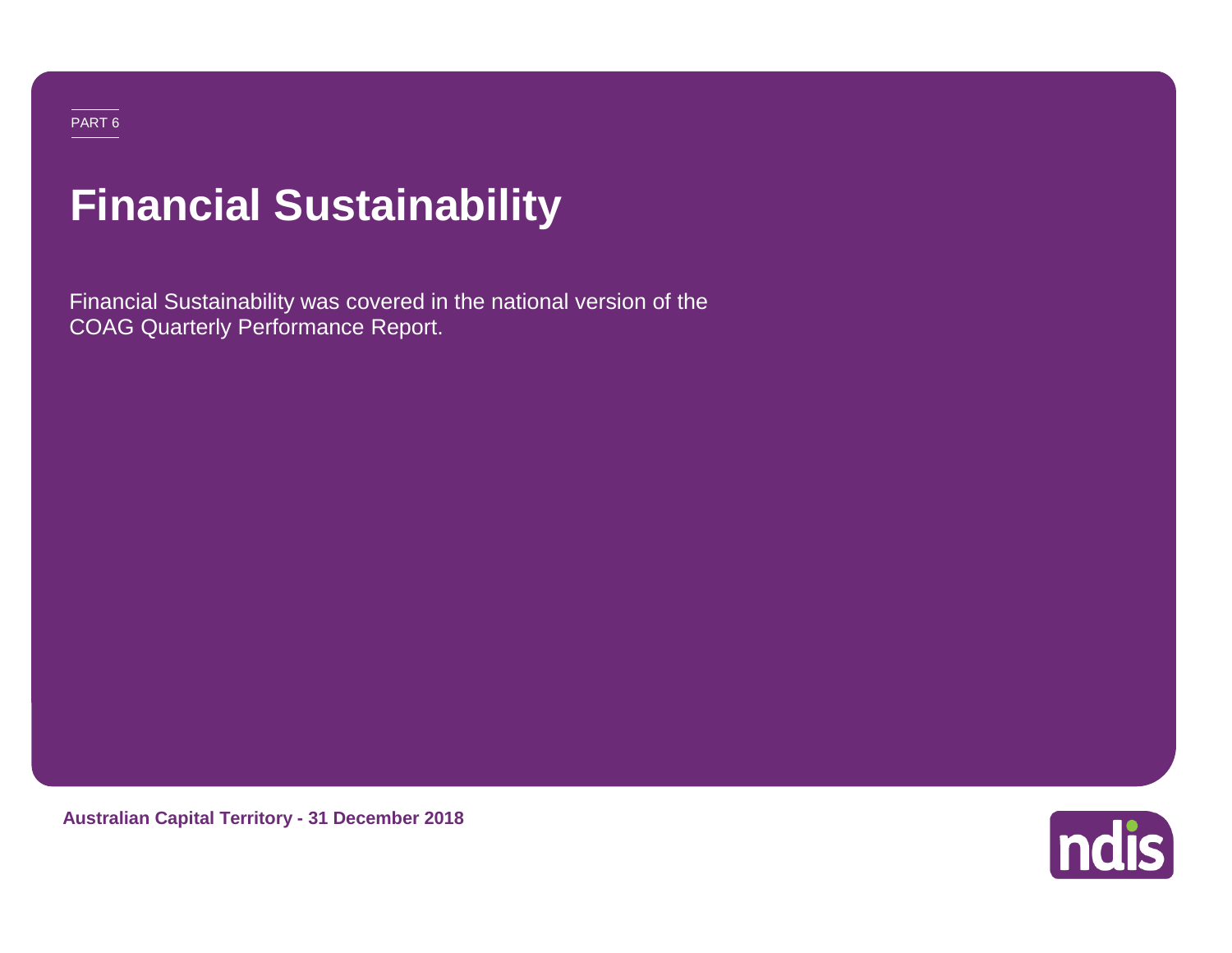PART 6

# Financial Sustainability

Financial Sustainability was covered in the national version of the COAG Quarterly Performance Report.